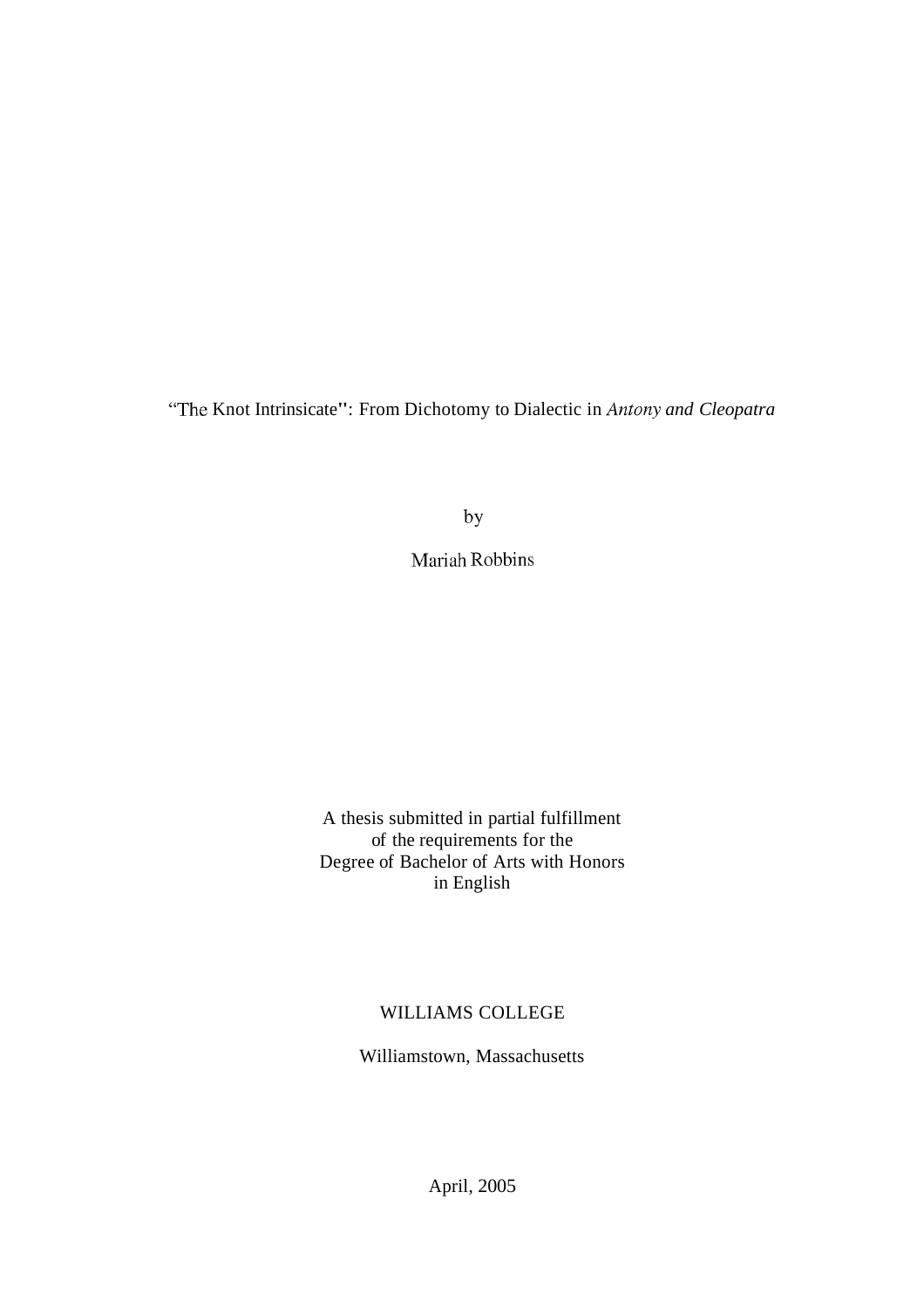# "The Knot Intrinsicate": From Dichotomy to Dialectic in *Antony and Cleopatra*

by

Mariah Robbins

A thesis submitted in partial fulfillment
of the requirements for the
Degree of Bachelor of Arts with Honors
in English

WILLIAMS COLLEGE

Williamstown, Massachusetts

April, 2005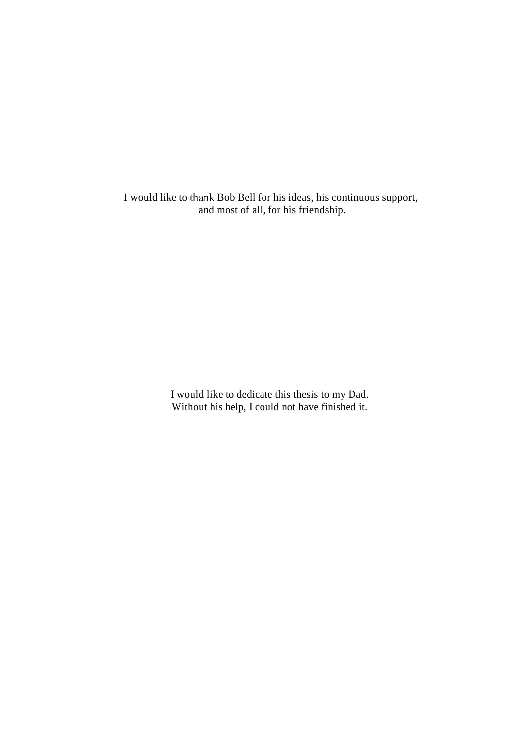I would like to thank Bob Bell for his ideas, his continuous support,
and most of all, for his friendship.

I would like to dedicate this thesis to my Dad.
Without his help, I could not have finished it.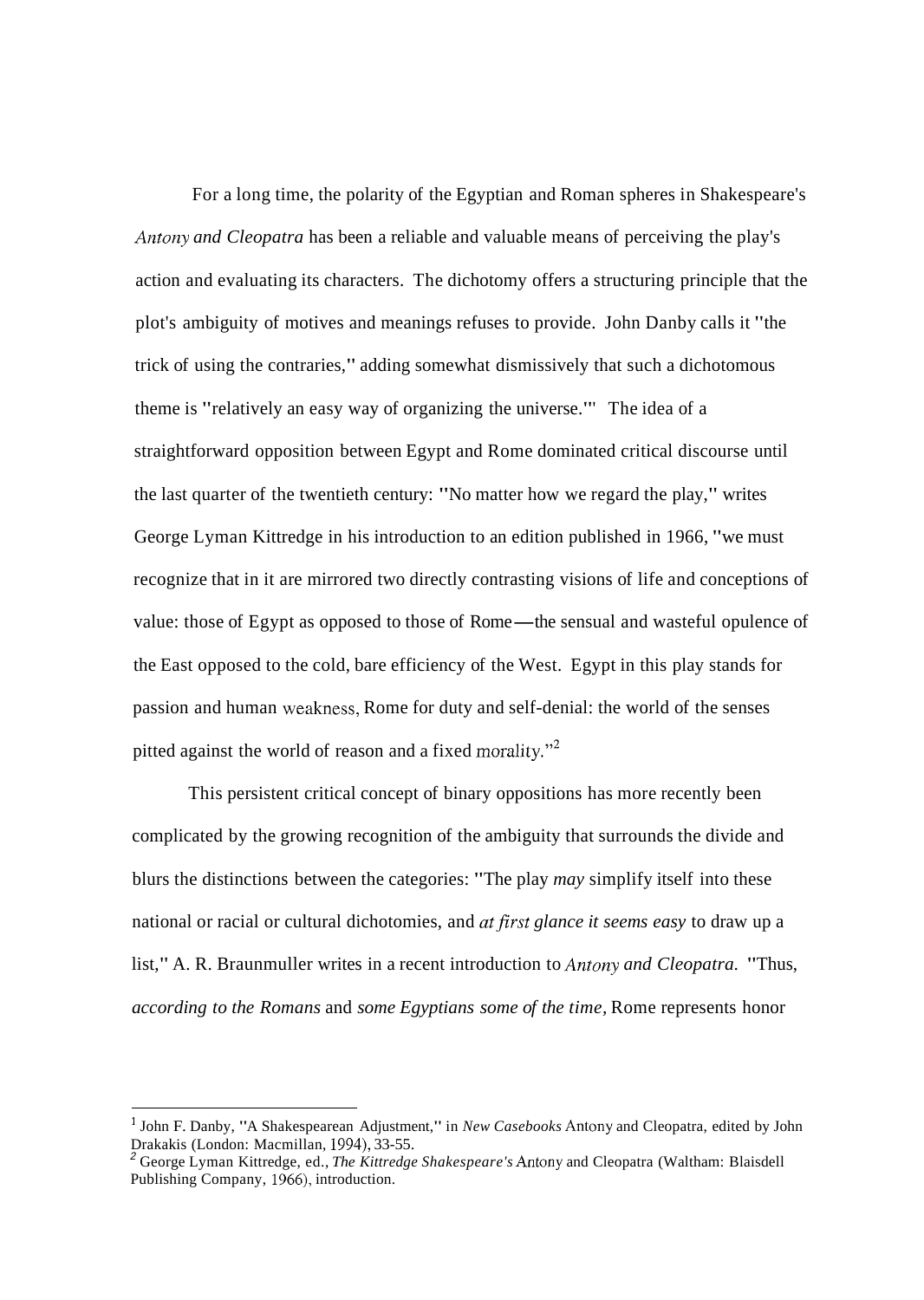For a long time, the polarity of the Egyptian and Roman spheres in Shakespeare's *Antony and Cleopatra* has been a reliable and valuable means of perceiving the play's action and evaluating its characters. The dichotomy offers a structuring principle that the plot's ambiguity of motives and meanings refuses to provide. John Danby calls it "the trick of using the contraries," adding somewhat dismissively that such a dichotomous theme is "relatively an easy way of organizing the universe."[1] The idea of a straightforward opposition between Egypt and Rome dominated critical discourse until the last quarter of the twentieth century: "No matter how we regard the play," writes George Lyman Kittredge in his introduction to an edition published in 1966, "we must recognize that in it are mirrored two directly contrasting visions of life and conceptions of value: those of Egypt as opposed to those of Rome—the sensual and wasteful opulence of the East opposed to the cold, bare efficiency of the West. Egypt in this play stands for passion and human weakness, Rome for duty and self-denial: the world of the senses pitted against the world of reason and a fixed morality."[2]

This persistent critical concept of binary oppositions has more recently been complicated by the growing recognition of the ambiguity that surrounds the divide and blurs the distinctions between the categories: "The play *may* simplify itself into these national or racial or cultural dichotomies, and *at first glance it seems easy* to draw up a list," A. R. Braunmuller writes in a recent introduction to *Antony and Cleopatra.* "Thus, *according to the Romans* and *some Egyptians some of the time*, Rome represents honor

---

[1] John F. Danby, "A Shakespearean Adjustment," in *New Casebooks* Antony and Cleopatra, edited by John Drakakis (London: Macmillan, 1994), 33-55.

[2] George Lyman Kittredge, ed., *The Kittredge Shakespeare's* Antony and Cleopatra (Waltham: Blaisdell Publishing Company, 1966), introduction.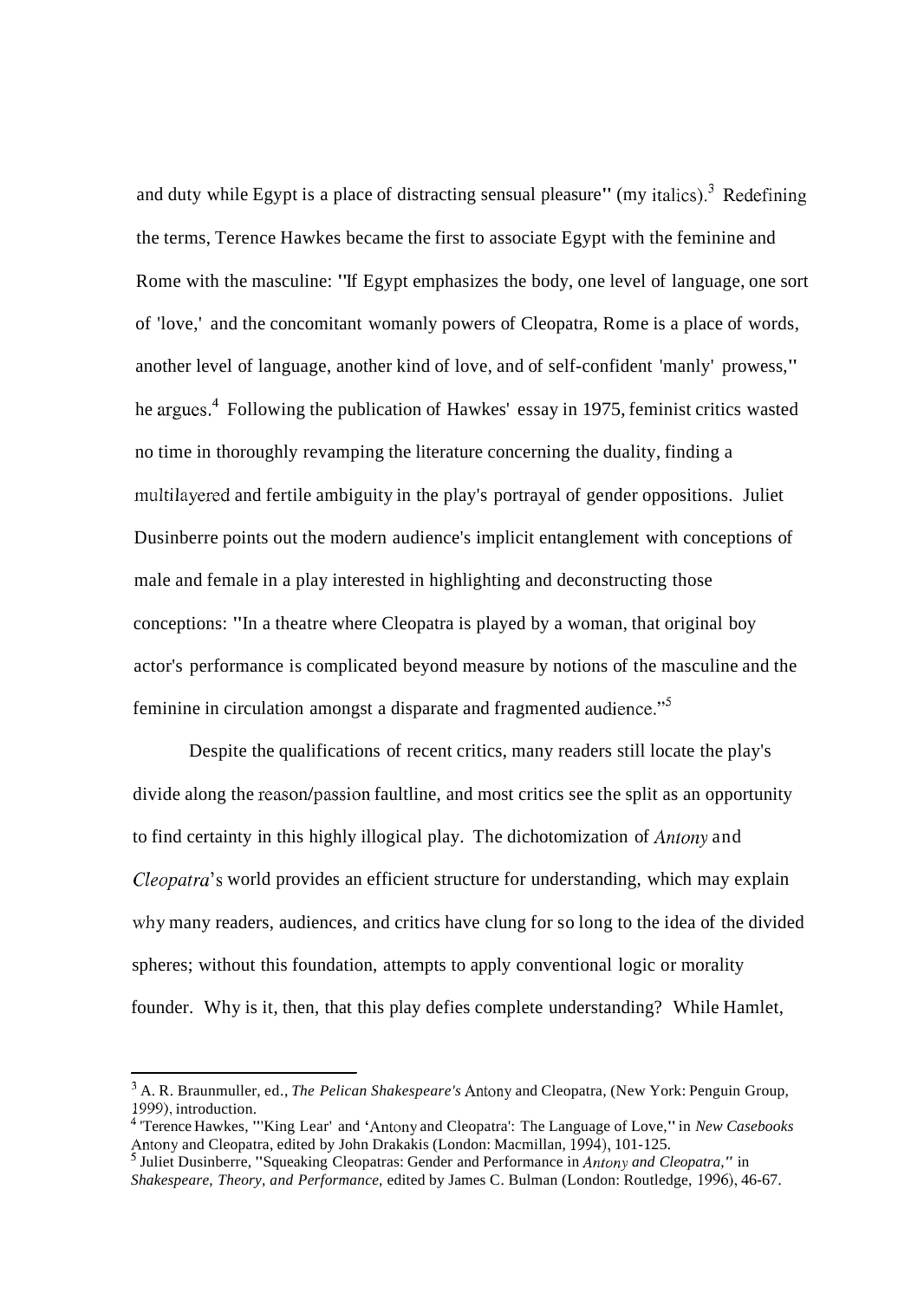and duty while Egypt is a place of distracting sensual pleasure" (my italics).[3] Redefining the terms, Terence Hawkes became the first to associate Egypt with the feminine and Rome with the masculine: "If Egypt emphasizes the body, one level of language, one sort of 'love,' and the concomitant womanly powers of Cleopatra, Rome is a place of words, another level of language, another kind of love, and of self-confident 'manly' prowess," he argues.[4] Following the publication of Hawkes' essay in 1975, feminist critics wasted no time in thoroughly revamping the literature concerning the duality, finding a multilayered and fertile ambiguity in the play's portrayal of gender oppositions. Juliet Dusinberre points out the modern audience's implicit entanglement with conceptions of male and female in a play interested in highlighting and deconstructing those conceptions: "In a theatre where Cleopatra is played by a woman, that original boy actor's performance is complicated beyond measure by notions of the masculine and the feminine in circulation amongst a disparate and fragmented audience."[5]

Despite the qualifications of recent critics, many readers still locate the play's divide along the reason/passion faultline, and most critics see the split as an opportunity to find certainty in this highly illogical play. The dichotomization of *Antony* and *Cleopatra*'s world provides an efficient structure for understanding, which may explain why many readers, audiences, and critics have clung for so long to the idea of the divided spheres; without this foundation, attempts to apply conventional logic or morality founder. Why is it, then, that this play defies complete understanding? While Hamlet,

---

[3] A. R. Braunmuller, ed., *The Pelican Shakespeare's* Antony and Cleopatra, (New York: Penguin Group, 1999), introduction.

[4] Terence Hawkes, "'King Lear' and 'Antony and Cleopatra': The Language of Love," in *New Casebooks* Antony and Cleopatra, edited by John Drakakis (London: Macmillan, 1994), 101-125.

[5] Juliet Dusinberre, "Squeaking Cleopatras: Gender and Performance in *Antony and Cleopatra,*" in *Shakespeare, Theory, and Performance,* edited by James C. Bulman (London: Routledge, 1996), 46-67.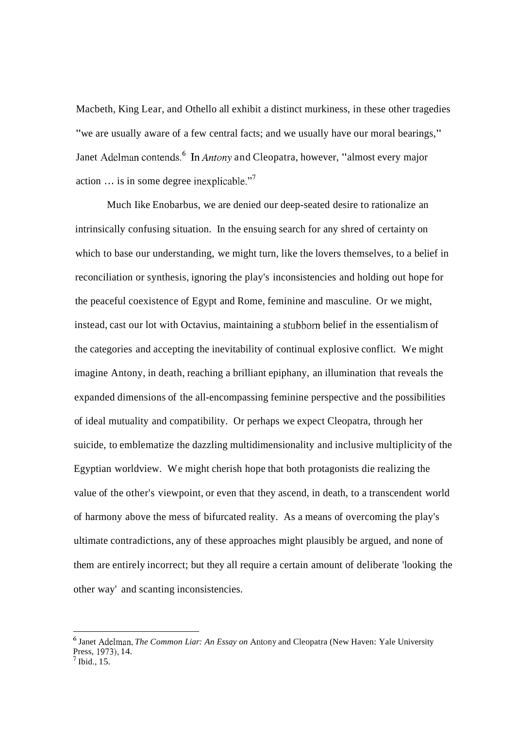Macbeth, King Lear, and Othello all exhibit a distinct murkiness, in these other tragedies "we are usually aware of a few central facts; and we usually have our moral bearings," Janet Adelman contends.[6] In *Antony* and Cleopatra, however, "almost every major action … is in some degree inexplicable."[7]

Much Iike Enobarbus, we are denied our deep-seated desire to rationalize an intrinsically confusing situation. In the ensuing search for any shred of certainty on which to base our understanding, we might turn, like the lovers themselves, to a belief in reconciliation or synthesis, ignoring the play's inconsistencies and holding out hope for the peaceful coexistence of Egypt and Rome, feminine and masculine. Or we might, instead, cast our lot with Octavius, maintaining a stubborn belief in the essentialism of the categories and accepting the inevitability of continual explosive conflict. We might imagine Antony, in death, reaching a brilliant epiphany, an illumination that reveals the expanded dimensions of the all-encompassing feminine perspective and the possibilities of ideal mutuality and compatibility. Or perhaps we expect Cleopatra, through her suicide, to emblematize the dazzling multidimensionality and inclusive multiplicity of the Egyptian worldview. We might cherish hope that both protagonists die realizing the value of the other's viewpoint, or even that they ascend, in death, to a transcendent world of harmony above the mess of bifurcated reality. As a means of overcoming the play's ultimate contradictions, any of these approaches might plausibly be argued, and none of them are entirely incorrect; but they all require a certain amount of deliberate 'looking the other way' and scanting inconsistencies.

---

[6] Janet Adelman, *The Common Liar: An Essay on* Antony and Cleopatra (New Haven: Yale University Press, 1973), 14.
[7] Ibid., 15.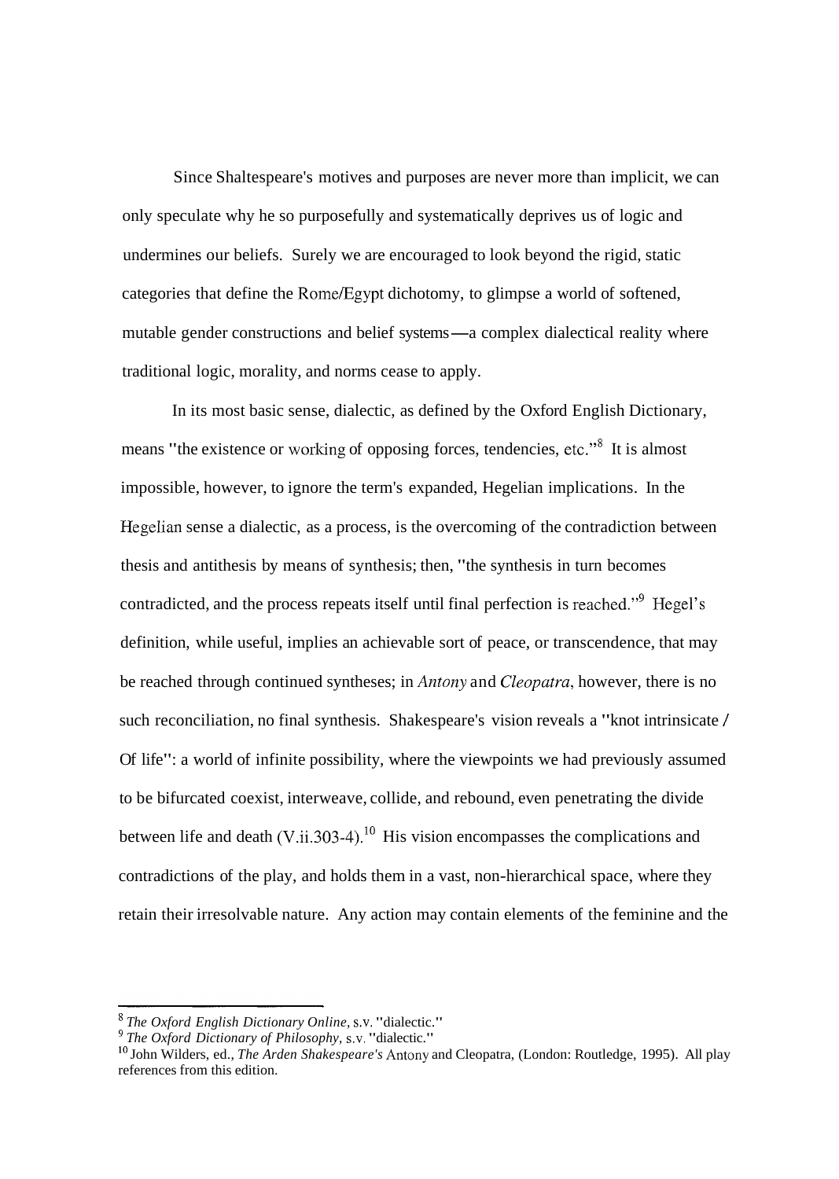Since Shaltespeare's motives and purposes are never more than implicit, we can only speculate why he so purposefully and systematically deprives us of logic and undermines our beliefs. Surely we are encouraged to look beyond the rigid, static categories that define the Rome/Egypt dichotomy, to glimpse a world of softened, mutable gender constructions and belief systems—a complex dialectical reality where traditional logic, morality, and norms cease to apply.

In its most basic sense, dialectic, as defined by the Oxford English Dictionary, means "the existence or working of opposing forces, tendencies, etc."[8] It is almost impossible, however, to ignore the term's expanded, Hegelian implications. In the Hegelian sense a dialectic, as a process, is the overcoming of the contradiction between thesis and antithesis by means of synthesis; then, "the synthesis in turn becomes contradicted, and the process repeats itself until final perfection is reached."[9] Hegel's definition, while useful, implies an achievable sort of peace, or transcendence, that may be reached through continued syntheses; in *Antony* and *Cleopatra*, however, there is no such reconciliation, no final synthesis. Shakespeare's vision reveals a "knot intrinsicate / Of life": a world of infinite possibility, where the viewpoints we had previously assumed to be bifurcated coexist, interweave, collide, and rebound, even penetrating the divide between life and death (V.ii.303-4).[10] His vision encompasses the complications and contradictions of the play, and holds them in a vast, non-hierarchical space, where they retain their irresolvable nature. Any action may contain elements of the feminine and the

---

[8] *The Oxford English Dictionary Online,* s.v. "dialectic."

[9] *The Oxford Dictionary of Philosophy,* s.v. "dialectic."

[10] John Wilders, ed., *The Arden Shakespeare's* Antony and Cleopatra, (London: Routledge, 1995). All play references from this edition.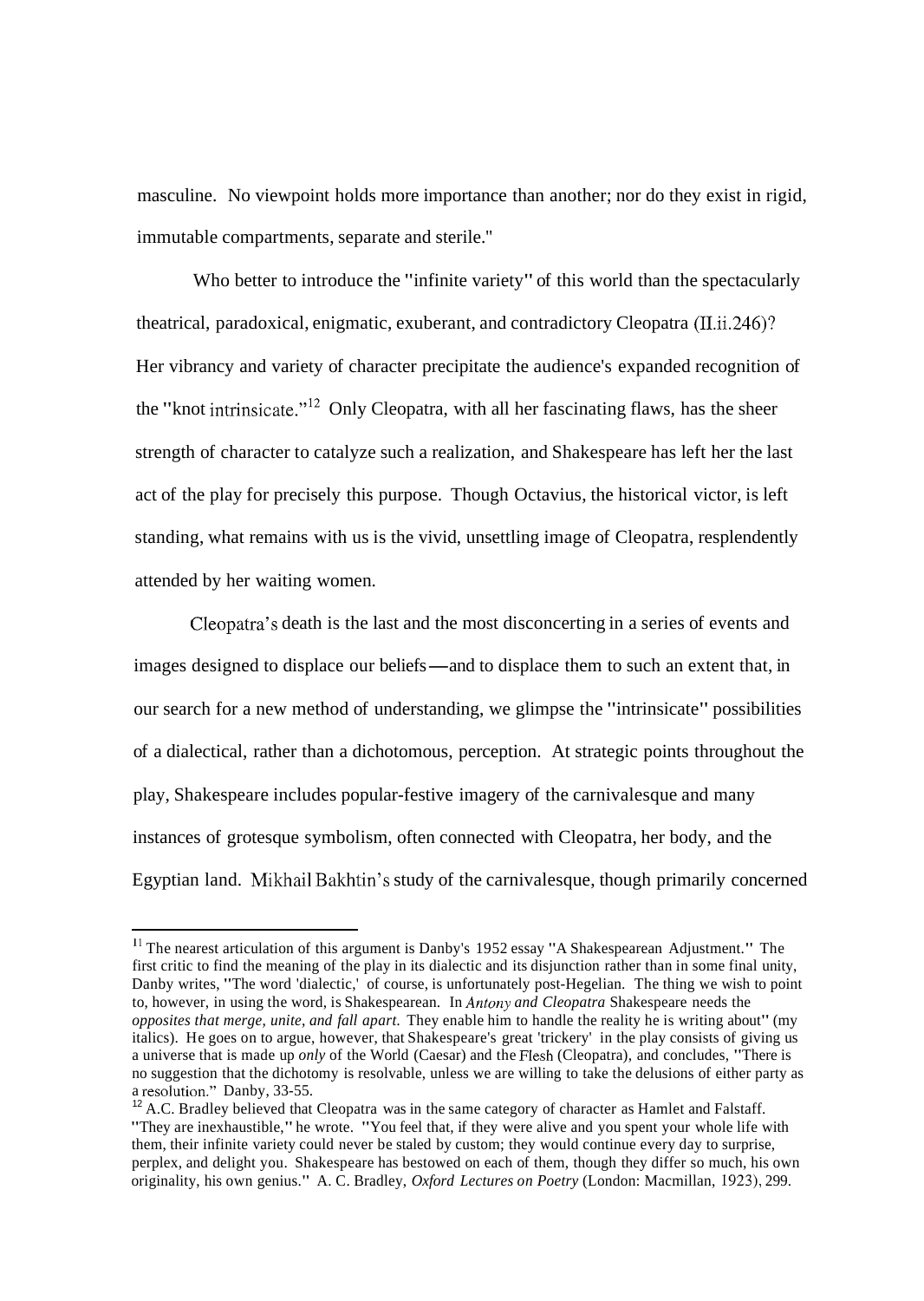masculine. No viewpoint holds more importance than another; nor do they exist in rigid, immutable compartments, separate and sterile."

Who better to introduce the "infinite variety" of this world than the spectacularly theatrical, paradoxical, enigmatic, exuberant, and contradictory Cleopatra (II.ii.246)? Her vibrancy and variety of character precipitate the audience's expanded recognition of the "knot intrinsicate."[12] Only Cleopatra, with all her fascinating flaws, has the sheer strength of character to catalyze such a realization, and Shakespeare has left her the last act of the play for precisely this purpose. Though Octavius, the historical victor, is left standing, what remains with us is the vivid, unsettling image of Cleopatra, resplendently attended by her waiting women.

Cleopatra's death is the last and the most disconcerting in a series of events and images designed to displace our beliefs—and to displace them to such an extent that, in our search for a new method of understanding, we glimpse the "intrinsicate" possibilities of a dialectical, rather than a dichotomous, perception. At strategic points throughout the play, Shakespeare includes popular-festive imagery of the carnivalesque and many instances of grotesque symbolism, often connected with Cleopatra, her body, and the Egyptian land. Mikhail Bakhtin's study of the carnivalesque, though primarily concerned

---

[11] The nearest articulation of this argument is Danby's 1952 essay "A Shakespearean Adjustment." The first critic to find the meaning of the play in its dialectic and its disjunction rather than in some final unity, Danby writes, "The word 'dialectic,' of course, is unfortunately post-Hegelian. The thing we wish to point to, however, in using the word, is Shakespearean. In *Antony and Cleopatra* Shakespeare needs the *opposites that merge, unite, and fall apart.* They enable him to handle the reality he is writing about" (my italics). He goes on to argue, however, that Shakespeare's great 'trickery' in the play consists of giving us a universe that is made up *only* of the World (Caesar) and the Flesh (Cleopatra), and concludes, "There is no suggestion that the dichotomy is resolvable, unless we are willing to take the delusions of either party as a resolution." Danby, 33-55.

[12] A.C. Bradley believed that Cleopatra was in the same category of character as Hamlet and Falstaff. "They are inexhaustible," he wrote. "You feel that, if they were alive and you spent your whole life with them, their infinite variety could never be staled by custom; they would continue every day to surprise, perplex, and delight you. Shakespeare has bestowed on each of them, though they differ so much, his own originality, his own genius." A. C. Bradley, *Oxford Lectures on Poetry* (London: Macmillan, 1923), 299.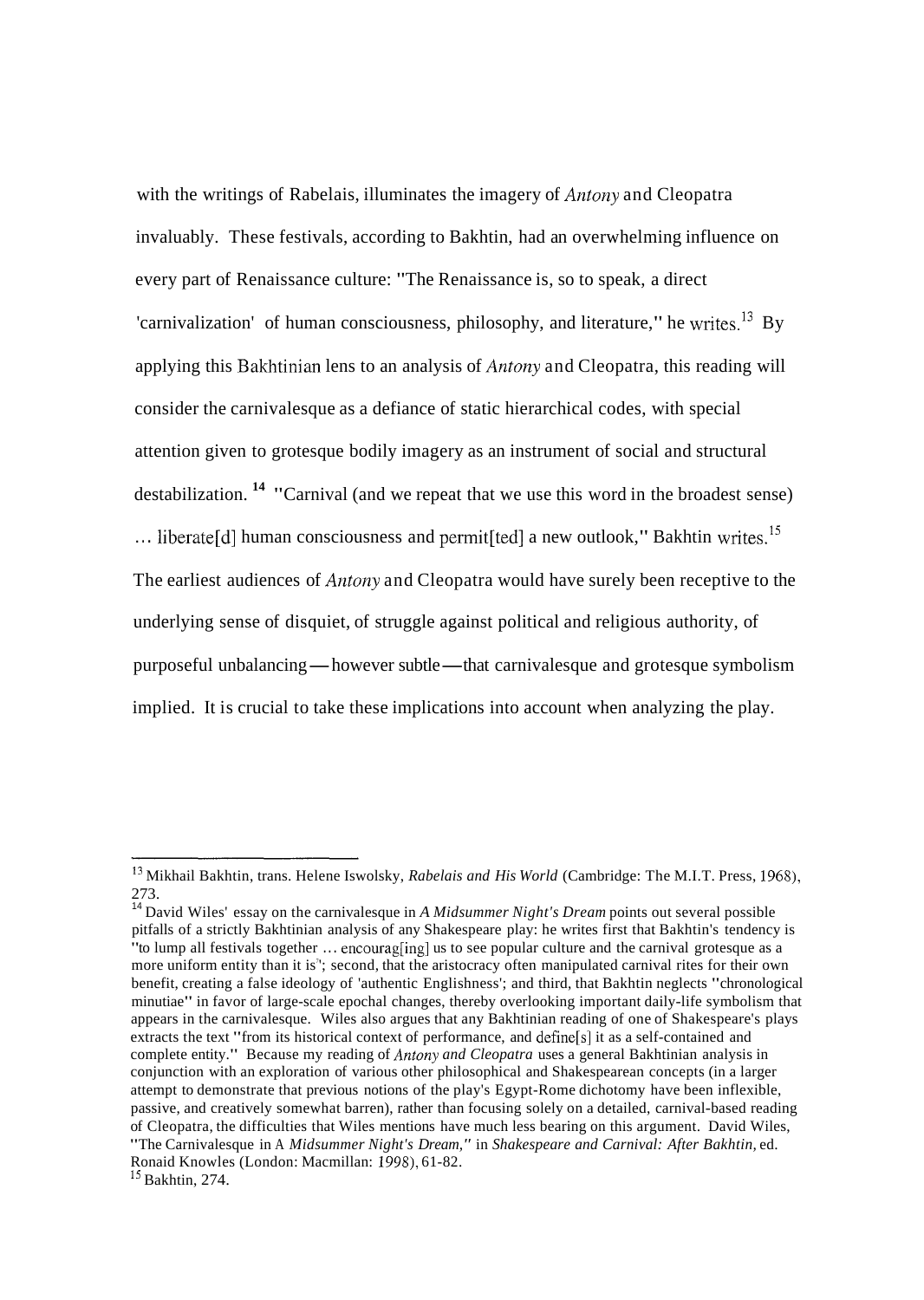with the writings of Rabelais, illuminates the imagery of *Antony* and Cleopatra invaluably. These festivals, according to Bakhtin, had an overwhelming influence on every part of Renaissance culture: "The Renaissance is, so to speak, a direct 'carnivalization' of human consciousness, philosophy, and literature," he writes.[13] By applying this Bakhtinian lens to an analysis of *Antony* and Cleopatra, this reading will consider the carnivalesque as a defiance of static hierarchical codes, with special attention given to grotesque bodily imagery as an instrument of social and structural destabilization.[14] "Carnival (and we repeat that we use this word in the broadest sense) ... liberate[d] human consciousness and permit[ted] a new outlook," Bakhtin writes.[15] The earliest audiences of *Antony* and Cleopatra would have surely been receptive to the underlying sense of disquiet, of struggle against political and religious authority, of purposeful unbalancing—however subtle—that carnivalesque and grotesque symbolism implied. It is crucial to take these implications into account when analyzing the play.

---

[13] Mikhail Bakhtin, trans. Helene Iswolsky, *Rabelais and His World* (Cambridge: The M.I.T. Press, 1968), 273.

[14] David Wiles' essay on the carnivalesque in *A Midsummer Night's Dream* points out several possible pitfalls of a strictly Bakhtinian analysis of any Shakespeare play: he writes first that Bakhtin's tendency is "to lump all festivals together ... encourag[ing] us to see popular culture and the carnival grotesque as a more uniform entity than it is"; second, that the aristocracy often manipulated carnival rites for their own benefit, creating a false ideology of 'authentic Englishness'; and third, that Bakhtin neglects "chronological minutiae" in favor of large-scale epochal changes, thereby overlooking important daily-life symbolism that appears in the carnivalesque. Wiles also argues that any Bakhtinian reading of one of Shakespeare's plays extracts the text "from its historical context of performance, and define[s] it as a self-contained and complete entity." Because my reading of *Antony and Cleopatra* uses a general Bakhtinian analysis in conjunction with an exploration of various other philosophical and Shakespearean concepts (in a larger attempt to demonstrate that previous notions of the play's Egypt-Rome dichotomy have been inflexible, passive, and creatively somewhat barren), rather than focusing solely on a detailed, carnival-based reading of Cleopatra, the difficulties that Wiles mentions have much less bearing on this argument. David Wiles, "The Carnivalesque in A *Midsummer Night's Dream,"* in *Shakespeare and Carnival: After Bakhtin,* ed. Ronaid Knowles (London: Macmillan: 1998), 61-82.

[15] Bakhtin, 274.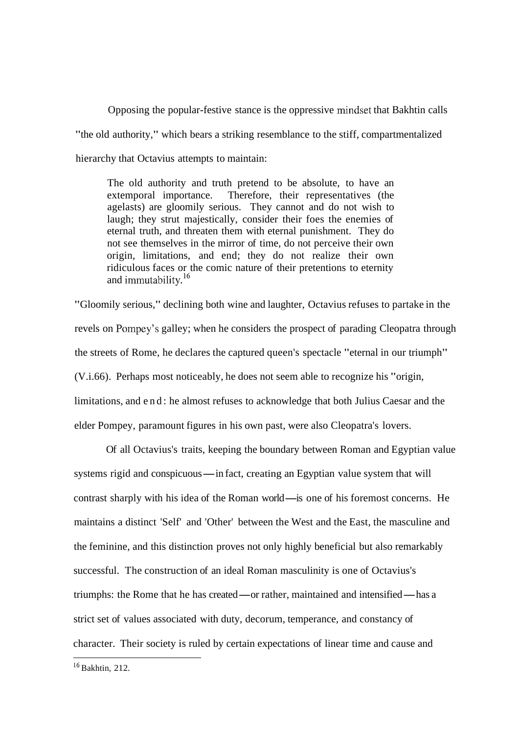Opposing the popular-festive stance is the oppressive mindset that Bakhtin calls "the old authority," which bears a striking resemblance to the stiff, compartmentalized hierarchy that Octavius attempts to maintain:

> The old authority and truth pretend to be absolute, to have an extemporal importance. Therefore, their representatives (the agelasts) are gloomily serious. They cannot and do not wish to laugh; they strut majestically, consider their foes the enemies of eternal truth, and threaten them with eternal punishment. They do not see themselves in the mirror of time, do not perceive their own origin, limitations, and end; they do not realize their own ridiculous faces or the comic nature of their pretentions to eternity and immutability.[16]

"Gloomily serious," declining both wine and laughter, Octavius refuses to partake in the revels on Pompey's galley; when he considers the prospect of parading Cleopatra through the streets of Rome, he declares the captured queen's spectacle "eternal in our triumph" (V.i.66). Perhaps most noticeably, he does not seem able to recognize his "origin, limitations, and end: he almost refuses to acknowledge that both Julius Caesar and the elder Pompey, paramount figures in his own past, were also Cleopatra's lovers.

Of all Octavius's traits, keeping the boundary between Roman and Egyptian value systems rigid and conspicuous—in fact, creating an Egyptian value system that will contrast sharply with his idea of the Roman world—is one of his foremost concerns. He maintains a distinct 'Self' and 'Other' between the West and the East, the masculine and the feminine, and this distinction proves not only highly beneficial but also remarkably successful. The construction of an ideal Roman masculinity is one of Octavius's triumphs: the Rome that he has created—or rather, maintained and intensified—has a strict set of values associated with duty, decorum, temperance, and constancy of character. Their society is ruled by certain expectations of linear time and cause and

[16] Bakhtin, 212.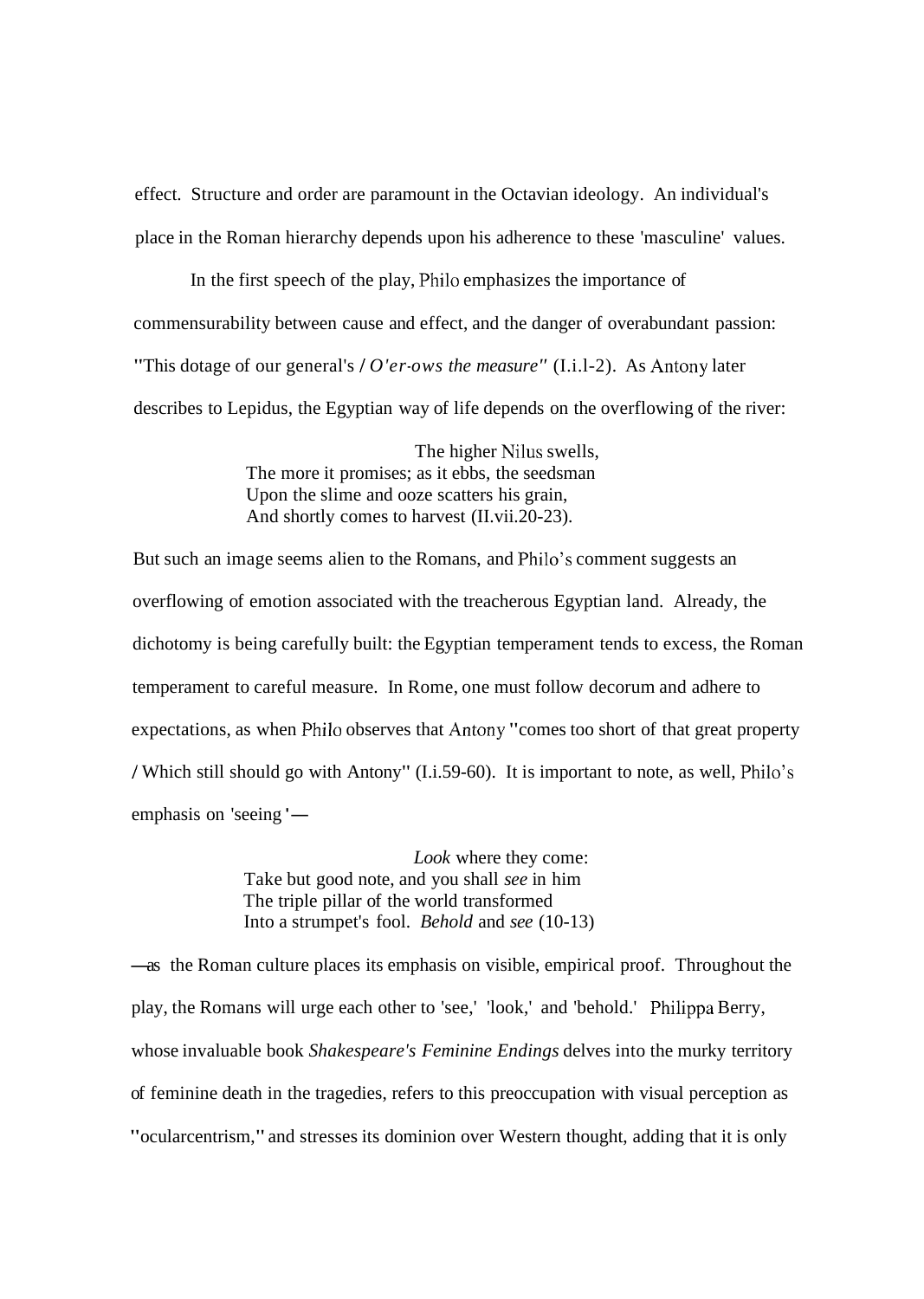effect. Structure and order are paramount in the Octavian ideology. An individual's place in the Roman hierarchy depends upon his adherence to these 'masculine' values.

In the first speech of the play, Philo emphasizes the importance of commensurability between cause and effect, and the danger of overabundant passion: "This dotage of our general's / *O'er-ows the measure"* (I.i.1-2). As Antony later describes to Lepidus, the Egyptian way of life depends on the overflowing of the river:

> The higher Nilus swells,
> The more it promises; as it ebbs, the seedsman
> Upon the slime and ooze scatters his grain,
> And shortly comes to harvest (II.vii.20-23).

But such an image seems alien to the Romans, and Philo's comment suggests an overflowing of emotion associated with the treacherous Egyptian land. Already, the dichotomy is being carefully built: the Egyptian temperament tends to excess, the Roman temperament to careful measure. In Rome, one must follow decorum and adhere to expectations, as when Philo observes that Antony "comes too short of that great property / Which still should go with Antony" (I.i.59-60). It is important to note, as well, Philo's emphasis on 'seeing'—

> *Look* where they come:
> Take but good note, and you shall *see* in him
> The triple pillar of the world transformed
> Into a strumpet's fool. *Behold* and *see* (10-13)

—as the Roman culture places its emphasis on visible, empirical proof. Throughout the play, the Romans will urge each other to 'see,' 'look,' and 'behold.' Philippa Berry, whose invaluable book *Shakespeare's Feminine Endings* delves into the murky territory of feminine death in the tragedies, refers to this preoccupation with visual perception as "ocularcentrism," and stresses its dominion over Western thought, adding that it is only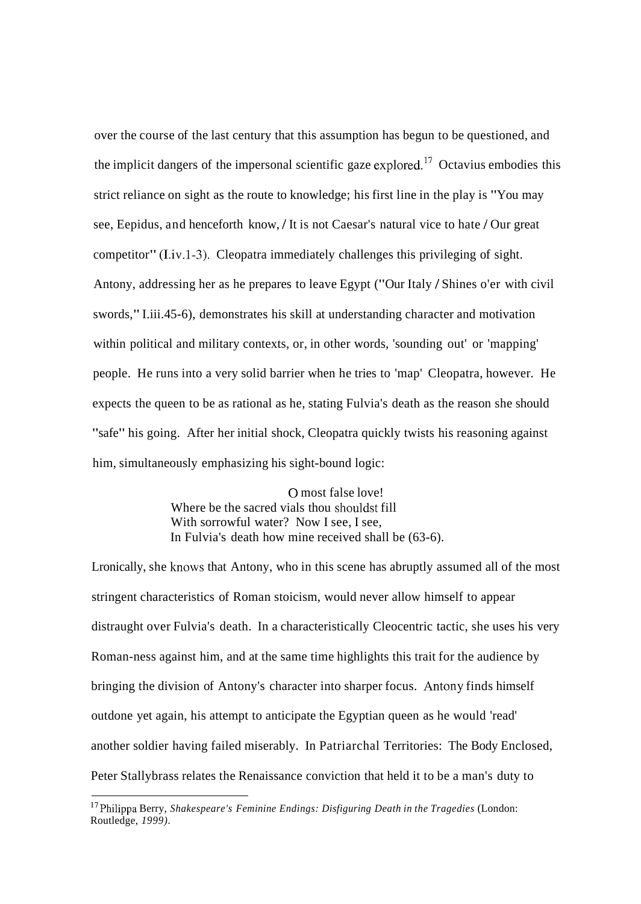over the course of the last century that this assumption has begun to be questioned, and the implicit dangers of the impersonal scientific gaze explored.[17] Octavius embodies this strict reliance on sight as the route to knowledge; his first line in the play is "You may see, Eepidus, and henceforth know, / It is not Caesar's natural vice to hate / Our great competitor" (I.iv.1-3). Cleopatra immediately challenges this privileging of sight. Antony, addressing her as he prepares to leave Egypt ("Our Italy / Shines o'er with civil swords," I.iii.45-6), demonstrates his skill at understanding character and motivation within political and military contexts, or, in other words, 'sounding out' or 'mapping' people. He runs into a very solid barrier when he tries to 'map' Cleopatra, however. He expects the queen to be as rational as he, stating Fulvia's death as the reason she should "safe" his going. After her initial shock, Cleopatra quickly twists his reasoning against him, simultaneously emphasizing his sight-bound logic:

> O most false love!
> Where be the sacred vials thou shouldst fill
> With sorrowful water? Now I see, I see,
> In Fulvia's death how mine received shall be (63-6).

Lronically, she knows that Antony, who in this scene has abruptly assumed all of the most stringent characteristics of Roman stoicism, would never allow himself to appear distraught over Fulvia's death. In a characteristically Cleocentric tactic, she uses his very Roman-ness against him, and at the same time highlights this trait for the audience by bringing the division of Antony's character into sharper focus. Antony finds himself outdone yet again, his attempt to anticipate the Egyptian queen as he would 'read' another soldier having failed miserably. In Patriarchal Territories: The Body Enclosed, Peter Stallybrass relates the Renaissance conviction that held it to be a man's duty to

---

[17] Philippa Berry, *Shakespeare's Feminine Endings: Disfiguring Death in the Tragedies* (London: Routledge, *1999)*.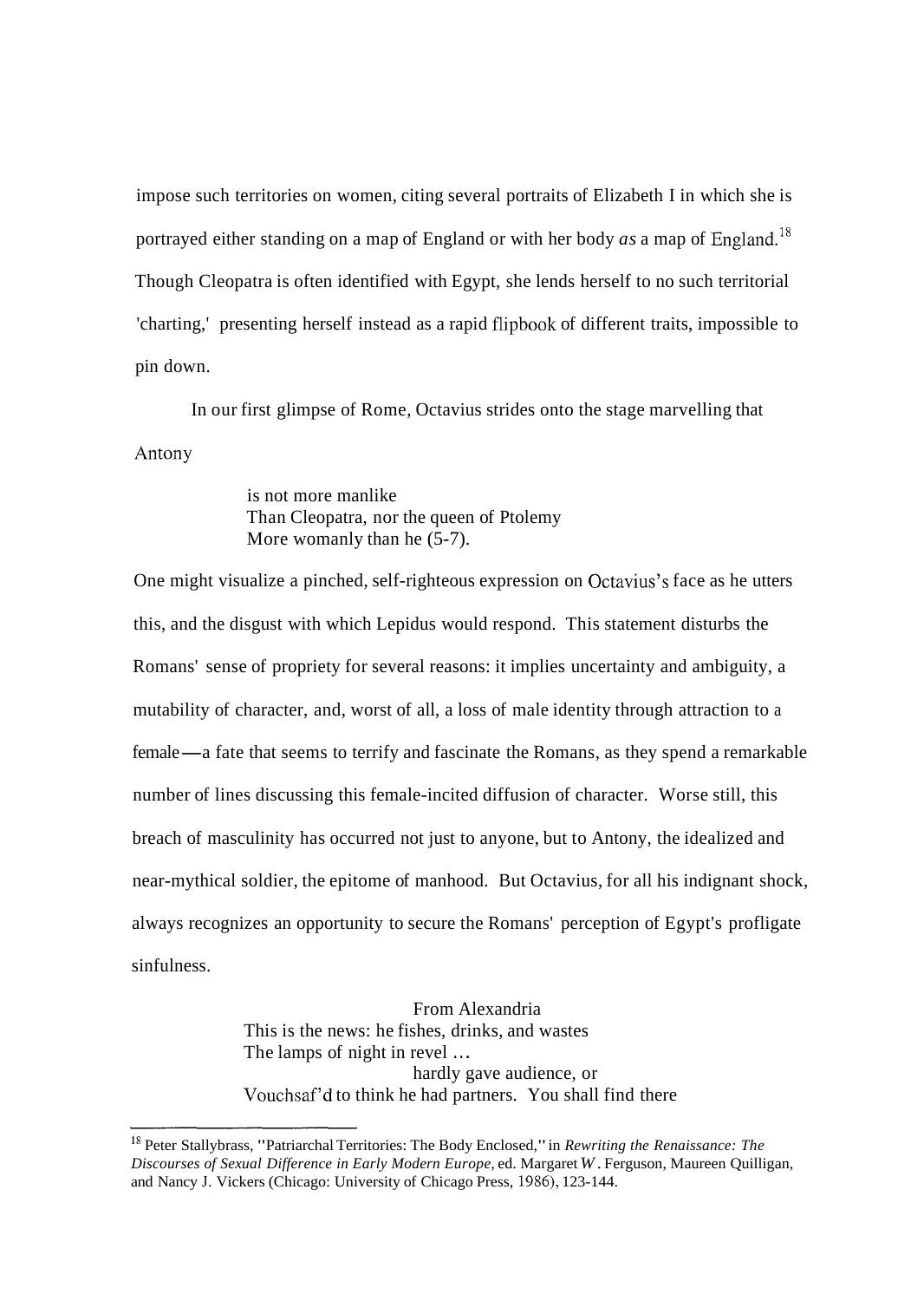impose such territories on women, citing several portraits of Elizabeth I in which she is portrayed either standing on a map of England or with her body *as* a map of England.[18] Though Cleopatra is often identified with Egypt, she lends herself to no such territorial 'charting,' presenting herself instead as a rapid flipbook of different traits, impossible to pin down.

In our first glimpse of Rome, Octavius strides onto the stage marvelling that Antony

> is not more manlike
> Than Cleopatra, nor the queen of Ptolemy
> More womanly than he (5-7).

One might visualize a pinched, self-righteous expression on Octavius's face as he utters this, and the disgust with which Lepidus would respond. This statement disturbs the Romans' sense of propriety for several reasons: it implies uncertainty and ambiguity, a mutability of character, and, worst of all, a loss of male identity through attraction to a female—a fate that seems to terrify and fascinate the Romans, as they spend a remarkable number of lines discussing this female-incited diffusion of character. Worse still, this breach of masculinity has occurred not just to anyone, but to Antony, the idealized and near-mythical soldier, the epitome of manhood. But Octavius, for all his indignant shock, always recognizes an opportunity to secure the Romans' perception of Egypt's profligate sinfulness.

> From Alexandria
> This is the news: he fishes, drinks, and wastes
> The lamps of night in revel …
> hardly gave audience, or
> Vouchsaf'd to think he had partners. You shall find there

[18] Peter Stallybrass, "Patriarchal Territories: The Body Enclosed," in *Rewriting the Renaissance: The Discourses of Sexual Difference in Early Modern Europe,* ed. Margaret W. Ferguson, Maureen Quilligan, and Nancy J. Vickers (Chicago: University of Chicago Press, 1986), 123-144.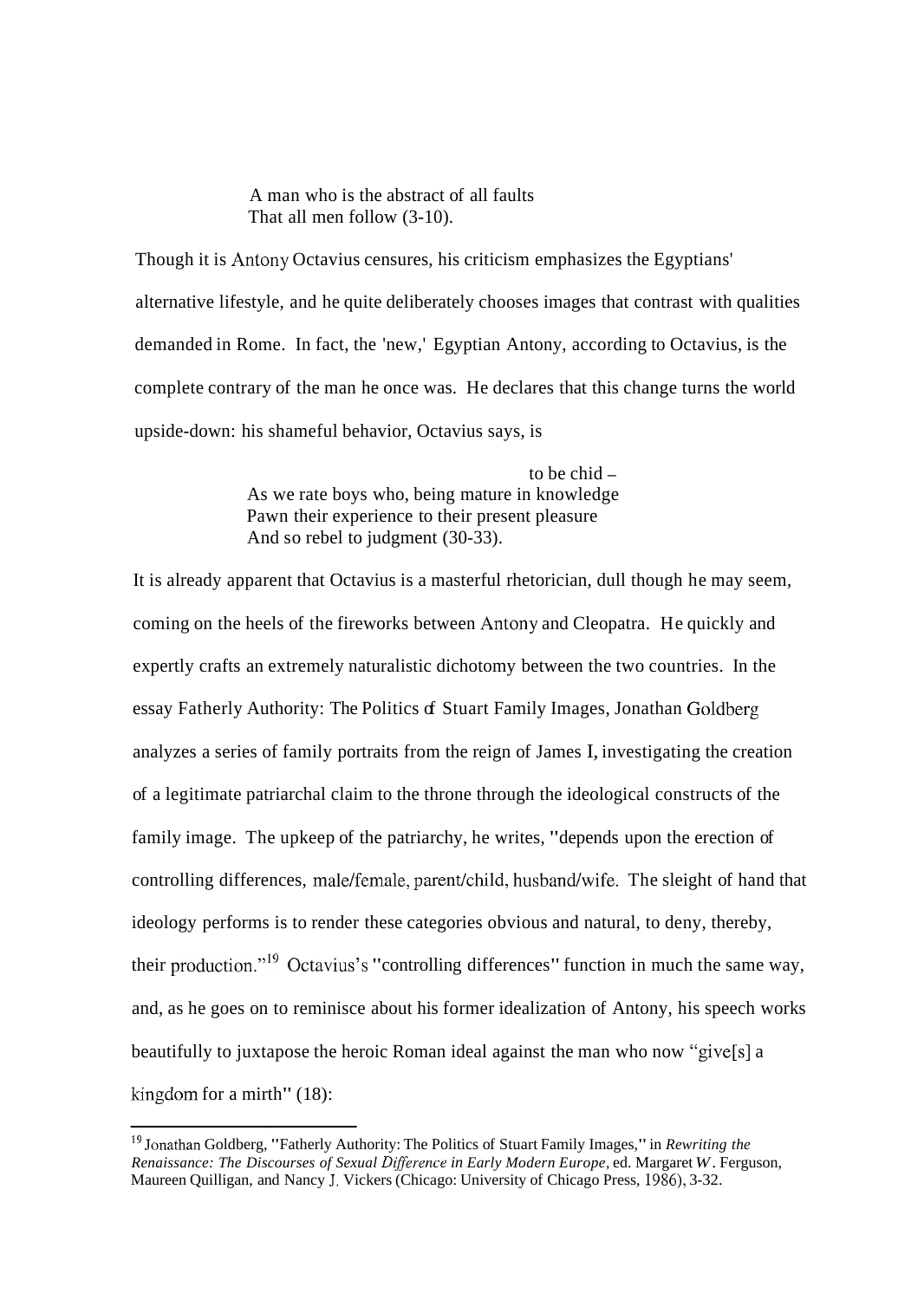> A man who is the abstract of all faults
> That all men follow (3-10).

Though it is Antony Octavius censures, his criticism emphasizes the Egyptians' alternative lifestyle, and he quite deliberately chooses images that contrast with qualities demanded in Rome. In fact, the 'new,' Egyptian Antony, according to Octavius, is the complete contrary of the man he once was. He declares that this change turns the world upside-down: his shameful behavior, Octavius says, is

> to be chid –
> As we rate boys who, being mature in knowledge
> Pawn their experience to their present pleasure
> And so rebel to judgment (30-33).

It is already apparent that Octavius is a masterful rhetorician, dull though he may seem, coming on the heels of the fireworks between Antony and Cleopatra. He quickly and expertly crafts an extremely naturalistic dichotomy between the two countries. In the essay Fatherly Authority: The Politics of Stuart Family Images, Jonathan Goldberg analyzes a series of family portraits from the reign of James I, investigating the creation of a legitimate patriarchal claim to the throne through the ideological constructs of the family image. The upkeep of the patriarchy, he writes, "depends upon the erection of controlling differences, male/female, parent/child, husband/wife. The sleight of hand that ideology performs is to render these categories obvious and natural, to deny, thereby, their production."[19] Octavius's "controlling differences" function in much the same way, and, as he goes on to reminisce about his former idealization of Antony, his speech works beautifully to juxtapose the heroic Roman ideal against the man who now "give[s] a kingdom for a mirth" (18):

---

[19] Jonathan Goldberg, "Fatherly Authority: The Politics of Stuart Family Images," in *Rewriting the Renaissance: The Discourses of Sexual Difference in Early Modern Europe*, ed. Margaret W. Ferguson, Maureen Quilligan, and Nancy J. Vickers (Chicago: University of Chicago Press, 1986), 3-32.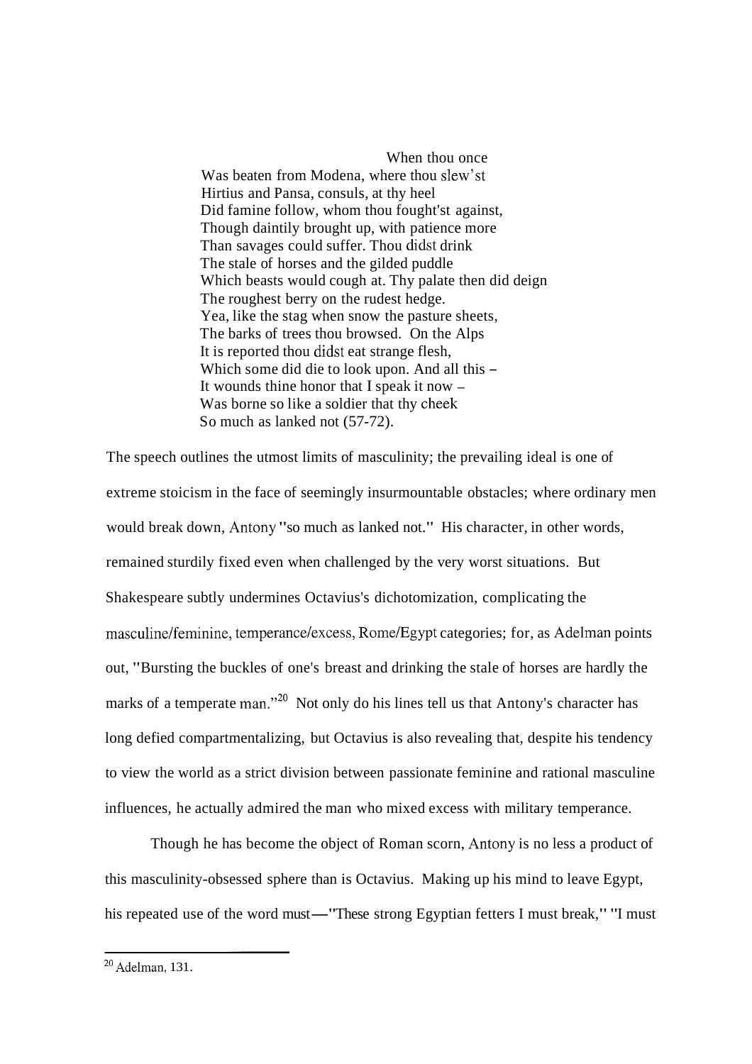When thou once
Was beaten from Modena, where thou slew'st
Hirtius and Pansa, consuls, at thy heel
Did famine follow, whom thou fought'st against,
Though daintily brought up, with patience more
Than savages could suffer. Thou didst drink
The stale of horses and the gilded puddle
Which beasts would cough at. Thy palate then did deign
The roughest berry on the rudest hedge.
Yea, like the stag when snow the pasture sheets,
The barks of trees thou browsed. On the Alps
It is reported thou didst eat strange flesh,
Which some did die to look upon. And all this –
It wounds thine honor that I speak it now –
Was borne so like a soldier that thy cheek
So much as lanked not (57-72).

The speech outlines the utmost limits of masculinity; the prevailing ideal is one of extreme stoicism in the face of seemingly insurmountable obstacles; where ordinary men would break down, Antony "so much as lanked not." His character, in other words, remained sturdily fixed even when challenged by the very worst situations. But Shakespeare subtly undermines Octavius's dichotomization, complicating the masculine/feminine, temperance/excess, Rome/Egypt categories; for, as Adelman points out, "Bursting the buckles of one's breast and drinking the stale of horses are hardly the marks of a temperate man."[20] Not only do his lines tell us that Antony's character has long defied compartmentalizing, but Octavius is also revealing that, despite his tendency to view the world as a strict division between passionate feminine and rational masculine influences, he actually admired the man who mixed excess with military temperance.

Though he has become the object of Roman scorn, Antony is no less a product of this masculinity-obsessed sphere than is Octavius. Making up his mind to leave Egypt, his repeated use of the word must—"These strong Egyptian fetters I must break," "I must

---

[20] Adelman, 131.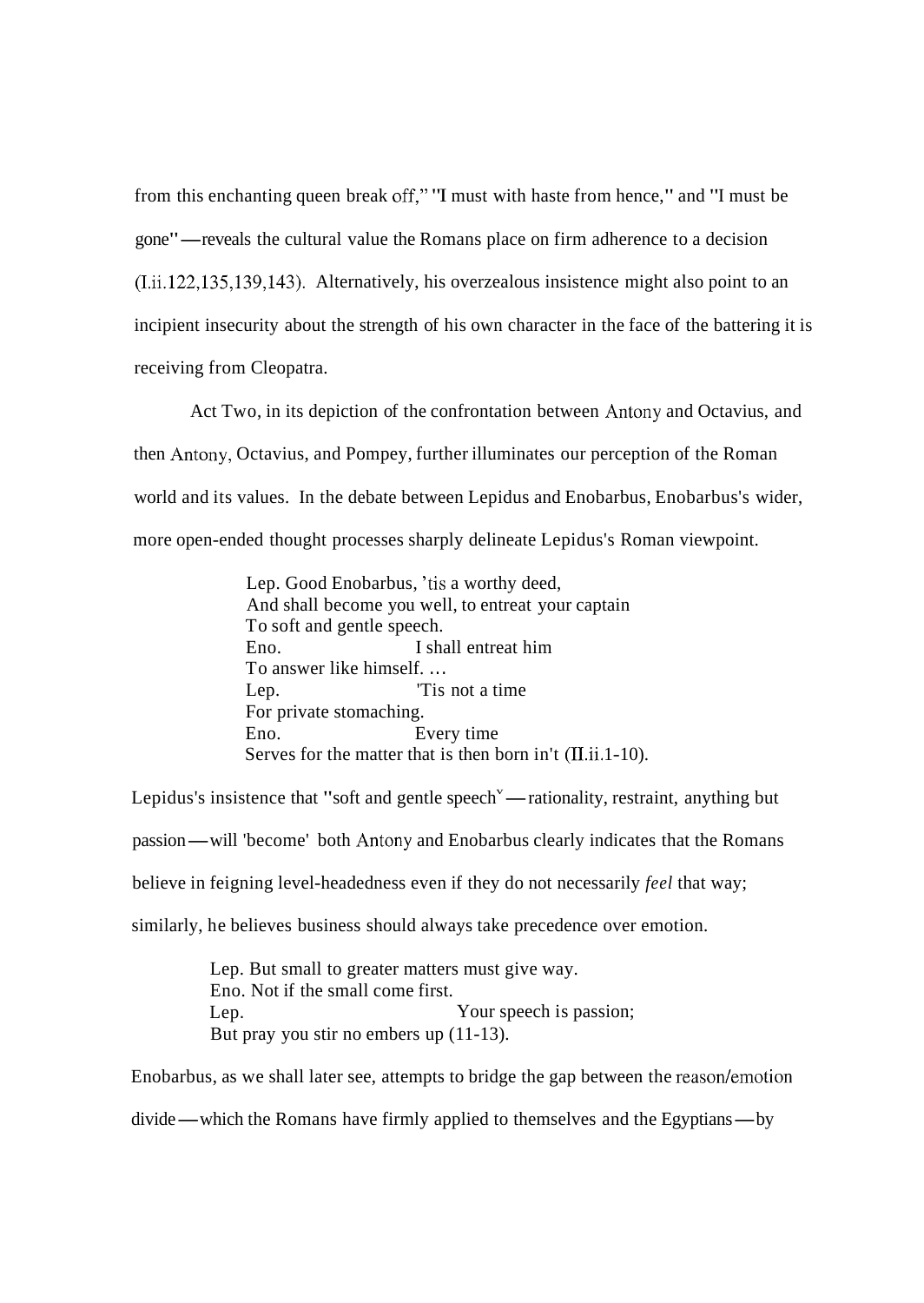from this enchanting queen break off," "I must with haste from hence," and "I must be gone"—reveals the cultural value the Romans place on firm adherence to a decision (I.ii.122,135,139,143). Alternatively, his overzealous insistence might also point to an incipient insecurity about the strength of his own character in the face of the battering it is receiving from Cleopatra.

Act Two, in its depiction of the confrontation between Antony and Octavius, and then Antony, Octavius, and Pompey, further illuminates our perception of the Roman world and its values. In the debate between Lepidus and Enobarbus, Enobarbus's wider, more open-ended thought processes sharply delineate Lepidus's Roman viewpoint.

> Lep. Good Enobarbus, 'tis a worthy deed,
> And shall become you well, to entreat your captain
> To soft and gentle speech.
> Eno. I shall entreat him
> To answer like himself. …
> Lep. 'Tis not a time
> For private stomaching.
> Eno. Every time
> Serves for the matter that is then born in't (II.ii.1-10).

Lepidus's insistence that "soft and gentle speech[v]—rationality, restraint, anything but passion—will 'become' both Antony and Enobarbus clearly indicates that the Romans believe in feigning level-headedness even if they do not necessarily *feel* that way; similarly, he believes business should always take precedence over emotion.

> Lep. But small to greater matters must give way.
> Eno. Not if the small come first.
> Lep. Your speech is passion;
> But pray you stir no embers up (11-13).

Enobarbus, as we shall later see, attempts to bridge the gap between the reason/emotion divide—which the Romans have firmly applied to themselves and the Egyptians—by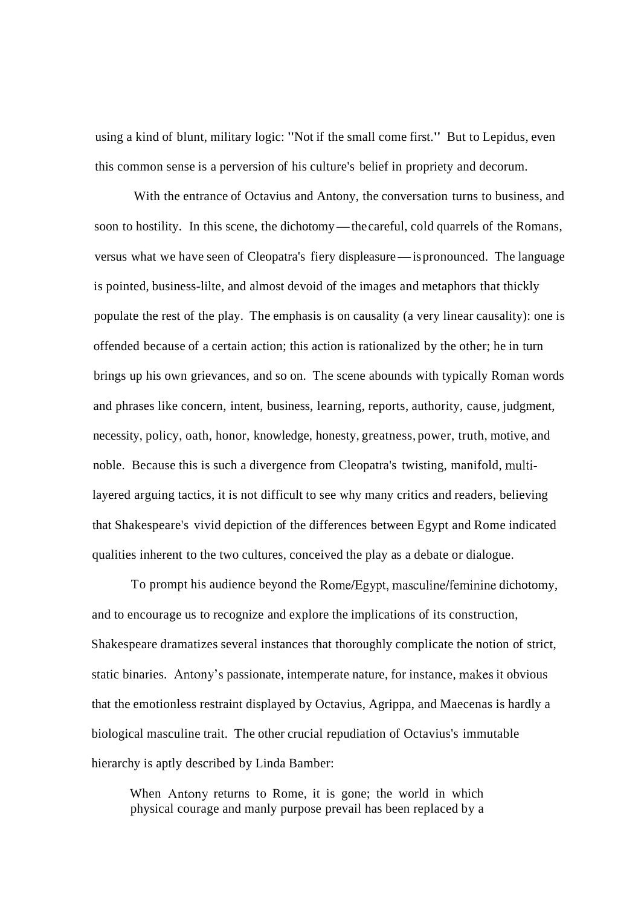using a kind of blunt, military logic: "Not if the small come first." But to Lepidus, even this common sense is a perversion of his culture's belief in propriety and decorum.

With the entrance of Octavius and Antony, the conversation turns to business, and soon to hostility. In this scene, the dichotomy—the careful, cold quarrels of the Romans, versus what we have seen of Cleopatra's fiery displeasure—is pronounced. The language is pointed, business-lilte, and almost devoid of the images and metaphors that thickly populate the rest of the play. The emphasis is on causality (a very linear causality): one is offended because of a certain action; this action is rationalized by the other; he in turn brings up his own grievances, and so on. The scene abounds with typically Roman words and phrases like concern, intent, business, learning, reports, authority, cause, judgment, necessity, policy, oath, honor, knowledge, honesty, greatness, power, truth, motive, and noble. Because this is such a divergence from Cleopatra's twisting, manifold, multi-layered arguing tactics, it is not difficult to see why many critics and readers, believing that Shakespeare's vivid depiction of the differences between Egypt and Rome indicated qualities inherent to the two cultures, conceived the play as a debate or dialogue.

To prompt his audience beyond the Rome/Egypt, masculine/feminine dichotomy, and to encourage us to recognize and explore the implications of its construction, Shakespeare dramatizes several instances that thoroughly complicate the notion of strict, static binaries. Antony's passionate, intemperate nature, for instance, makes it obvious that the emotionless restraint displayed by Octavius, Agrippa, and Maecenas is hardly a biological masculine trait. The other crucial repudiation of Octavius's immutable hierarchy is aptly described by Linda Bamber:

> When Antony returns to Rome, it is gone; the world in which physical courage and manly purpose prevail has been replaced by a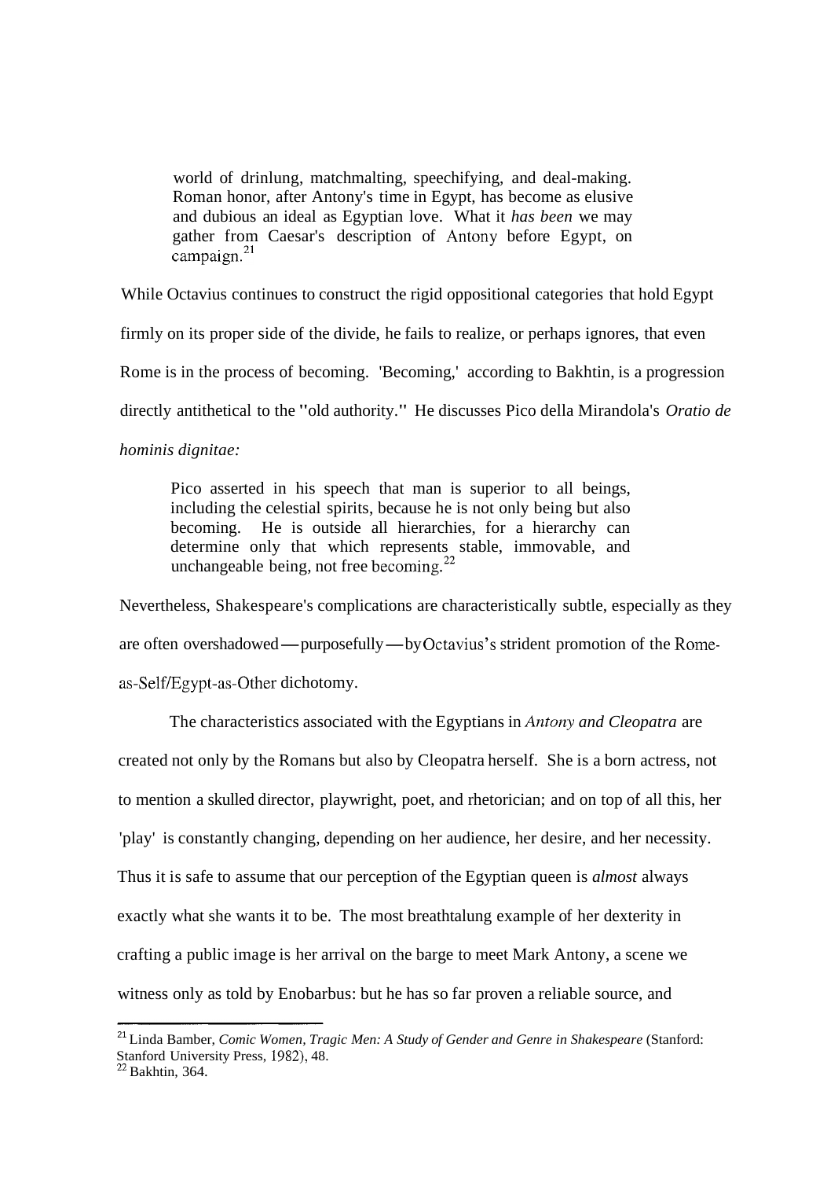> world of drinlung, matchmalting, speechifying, and deal-making. Roman honor, after Antony's time in Egypt, has become as elusive and dubious an ideal as Egyptian love. What it *has been* we may gather from Caesar's description of Antony before Egypt, on campaign.[21]

While Octavius continues to construct the rigid oppositional categories that hold Egypt firmly on its proper side of the divide, he fails to realize, or perhaps ignores, that even Rome is in the process of becoming. 'Becoming,' according to Bakhtin, is a progression directly antithetical to the "old authority." He discusses Pico della Mirandola's *Oratio de hominis dignitae:*

> Pico asserted in his speech that man is superior to all beings, including the celestial spirits, because he is not only being but also becoming. He is outside all hierarchies, for a hierarchy can determine only that which represents stable, immovable, and unchangeable being, not free becoming.[22]

Nevertheless, Shakespeare's complications are characteristically subtle, especially as they are often overshadowed—purposefully—by Octavius's strident promotion of the Rome-as-Self/Egypt-as-Other dichotomy.

The characteristics associated with the Egyptians in *Antony and Cleopatra* are created not only by the Romans but also by Cleopatra herself. She is a born actress, not to mention a skulled director, playwright, poet, and rhetorician; and on top of all this, her 'play' is constantly changing, depending on her audience, her desire, and her necessity. Thus it is safe to assume that our perception of the Egyptian queen is *almost* always exactly what she wants it to be. The most breathtalung example of her dexterity in crafting a public image is her arrival on the barge to meet Mark Antony, a scene we witness only as told by Enobarbus: but he has so far proven a reliable source, and

---

[21] Linda Bamber, *Comic Women, Tragic Men: A Study of Gender and Genre in Shakespeare* (Stanford: Stanford University Press, 1982), 48.

[22] Bakhtin, 364.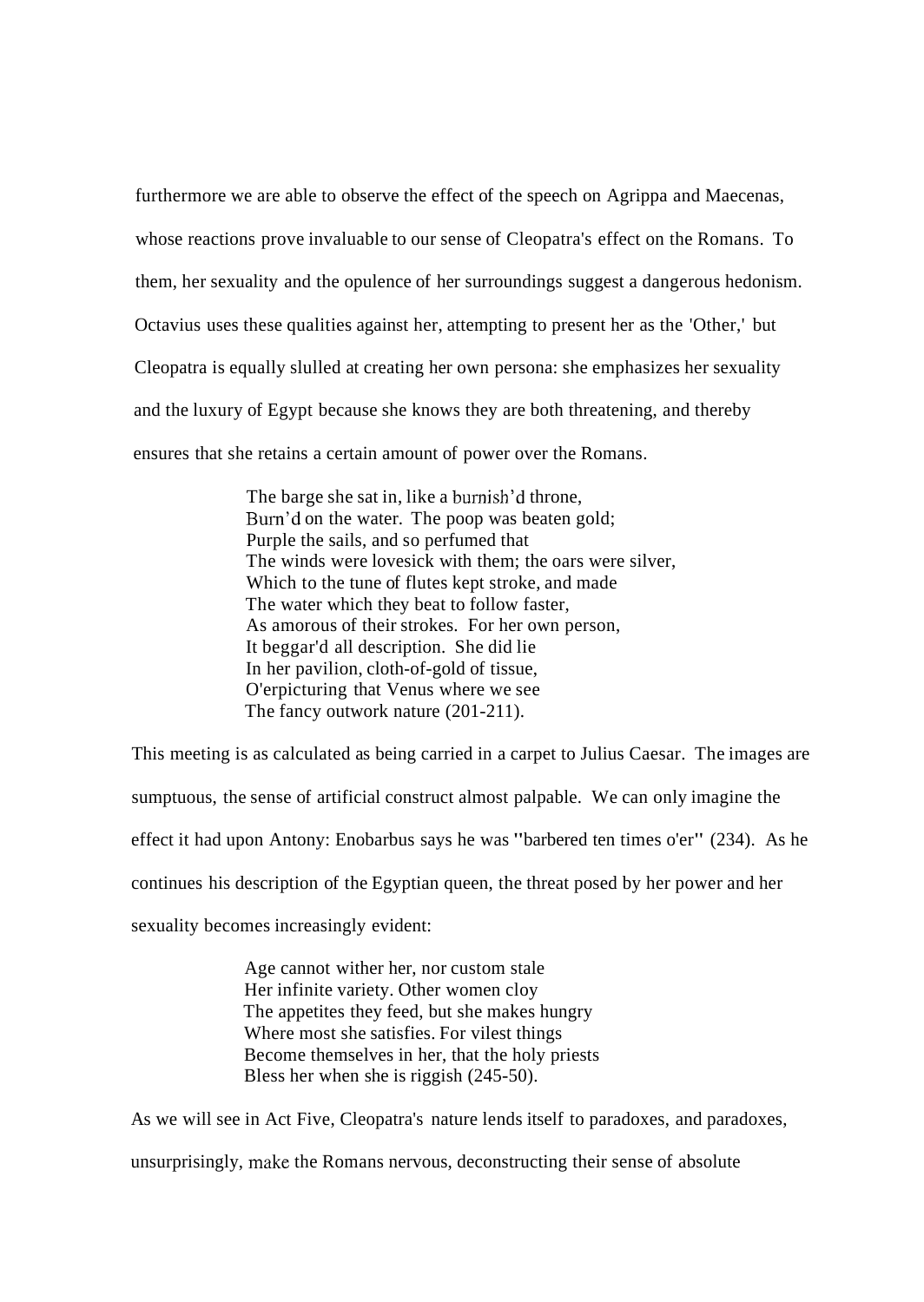furthermore we are able to observe the effect of the speech on Agrippa and Maecenas, whose reactions prove invaluable to our sense of Cleopatra's effect on the Romans. To them, her sexuality and the opulence of her surroundings suggest a dangerous hedonism. Octavius uses these qualities against her, attempting to present her as the 'Other,' but Cleopatra is equally slulled at creating her own persona: she emphasizes her sexuality and the luxury of Egypt because she knows they are both threatening, and thereby ensures that she retains a certain amount of power over the Romans.

> The barge she sat in, like a burnish'd throne,
> Burn'd on the water. The poop was beaten gold;
> Purple the sails, and so perfumed that
> The winds were lovesick with them; the oars were silver,
> Which to the tune of flutes kept stroke, and made
> The water which they beat to follow faster,
> As amorous of their strokes. For her own person,
> It beggar'd all description. She did lie
> In her pavilion, cloth-of-gold of tissue,
> O'erpicturing that Venus where we see
> The fancy outwork nature (201-211).

This meeting is as calculated as being carried in a carpet to Julius Caesar. The images are sumptuous, the sense of artificial construct almost palpable. We can only imagine the effect it had upon Antony: Enobarbus says he was "barbered ten times o'er" (234). As he continues his description of the Egyptian queen, the threat posed by her power and her sexuality becomes increasingly evident:

> Age cannot wither her, nor custom stale
> Her infinite variety. Other women cloy
> The appetites they feed, but she makes hungry
> Where most she satisfies. For vilest things
> Become themselves in her, that the holy priests
> Bless her when she is riggish (245-50).

As we will see in Act Five, Cleopatra's nature lends itself to paradoxes, and paradoxes, unsurprisingly, make the Romans nervous, deconstructing their sense of absolute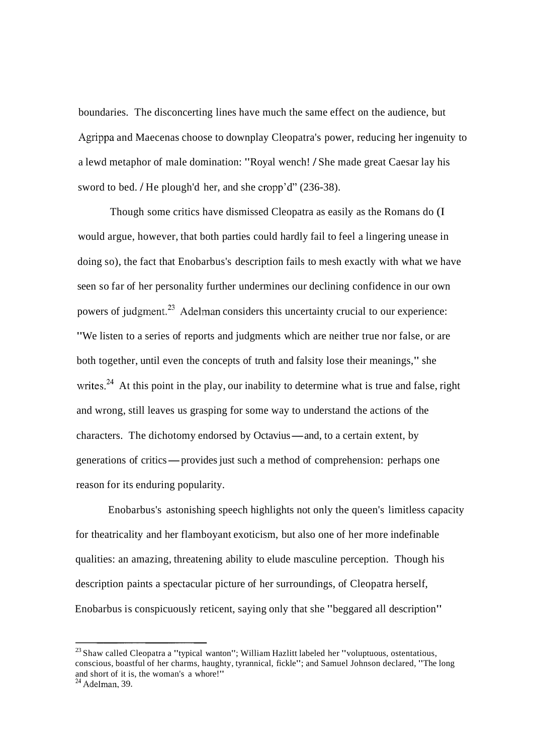boundaries. The disconcerting lines have much the same effect on the audience, but Agrippa and Maecenas choose to downplay Cleopatra's power, reducing her ingenuity to a lewd metaphor of male domination: "Royal wench! / She made great Caesar lay his sword to bed. / He plough'd her, and she cropp'd" (236-38).

Though some critics have dismissed Cleopatra as easily as the Romans do (I would argue, however, that both parties could hardly fail to feel a lingering unease in doing so), the fact that Enobarbus's description fails to mesh exactly with what we have seen so far of her personality further undermines our declining confidence in our own powers of judgment.[23] Adelman considers this uncertainty crucial to our experience: "We listen to a series of reports and judgments which are neither true nor false, or are both together, until even the concepts of truth and falsity lose their meanings," she writes.[24] At this point in the play, our inability to determine what is true and false, right and wrong, still leaves us grasping for some way to understand the actions of the characters. The dichotomy endorsed by Octavius—and, to a certain extent, by generations of critics—provides just such a method of comprehension: perhaps one reason for its enduring popularity.

Enobarbus's astonishing speech highlights not only the queen's limitless capacity for theatricality and her flamboyant exoticism, but also one of her more indefinable qualities: an amazing, threatening ability to elude masculine perception. Though his description paints a spectacular picture of her surroundings, of Cleopatra herself, Enobarbus is conspicuously reticent, saying only that she "beggared all description"

---

[23] Shaw called Cleopatra a "typical wanton"; William Hazlitt labeled her "voluptuous, ostentatious, conscious, boastful of her charms, haughty, tyrannical, fickle"; and Samuel Johnson declared, "The long and short of it is, the woman's a whore!"

[24] Adelman, 39.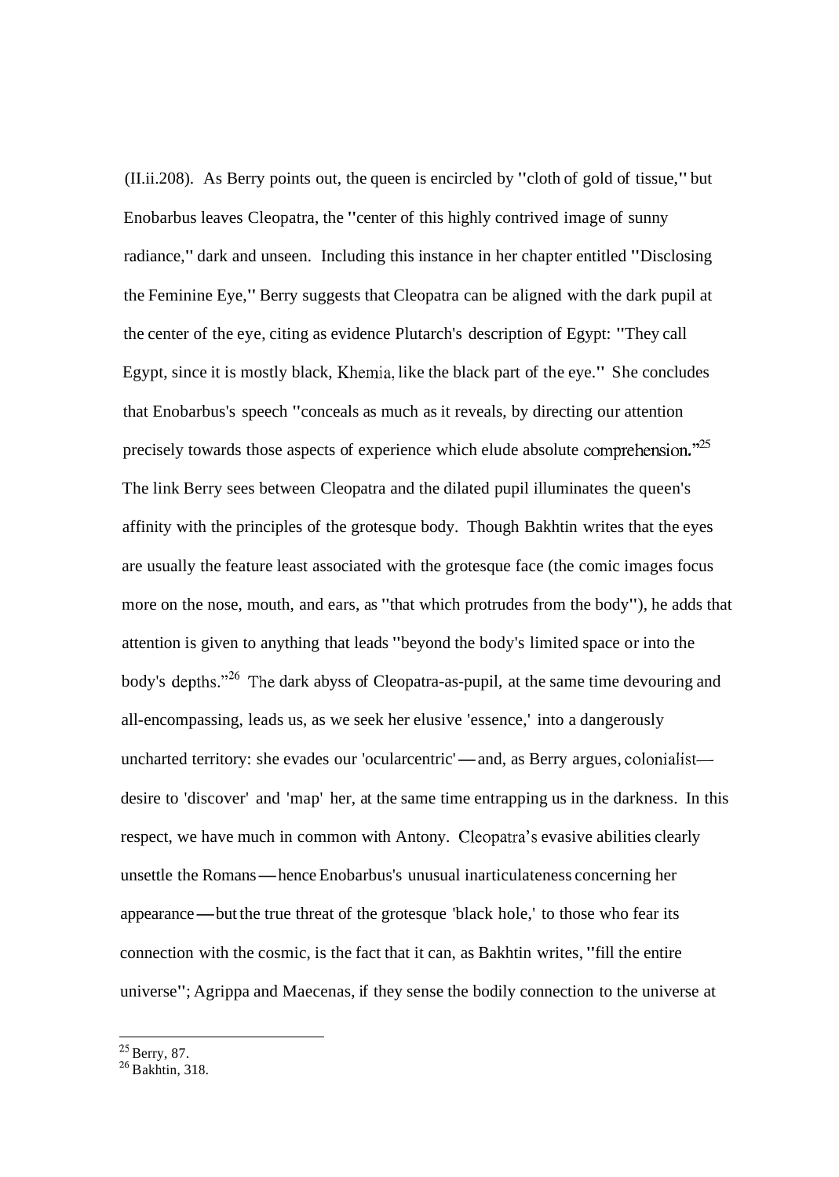(II.ii.208). As Berry points out, the queen is encircled by "cloth of gold of tissue," but Enobarbus leaves Cleopatra, the "center of this highly contrived image of sunny radiance," dark and unseen. Including this instance in her chapter entitled "Disclosing the Feminine Eye," Berry suggests that Cleopatra can be aligned with the dark pupil at the center of the eye, citing as evidence Plutarch's description of Egypt: "They call Egypt, since it is mostly black, Khemia, like the black part of the eye." She concludes that Enobarbus's speech "conceals as much as it reveals, by directing our attention precisely towards those aspects of experience which elude absolute comprehension."[25] The link Berry sees between Cleopatra and the dilated pupil illuminates the queen's affinity with the principles of the grotesque body. Though Bakhtin writes that the eyes are usually the feature least associated with the grotesque face (the comic images focus more on the nose, mouth, and ears, as "that which protrudes from the body"), he adds that attention is given to anything that leads "beyond the body's limited space or into the body's depths."[26] The dark abyss of Cleopatra-as-pupil, at the same time devouring and all-encompassing, leads us, as we seek her elusive 'essence,' into a dangerously uncharted territory: she evades our 'ocularcentric'—and, as Berry argues, colonialist—desire to 'discover' and 'map' her, at the same time entrapping us in the darkness. In this respect, we have much in common with Antony. Cleopatra's evasive abilities clearly unsettle the Romans—hence Enobarbus's unusual inarticulateness concerning her appearance—but the true threat of the grotesque 'black hole,' to those who fear its connection with the cosmic, is the fact that it can, as Bakhtin writes, "fill the entire universe"; Agrippa and Maecenas, if they sense the bodily connection to the universe at

[25] Berry, 87.
[26] Bakhtin, 318.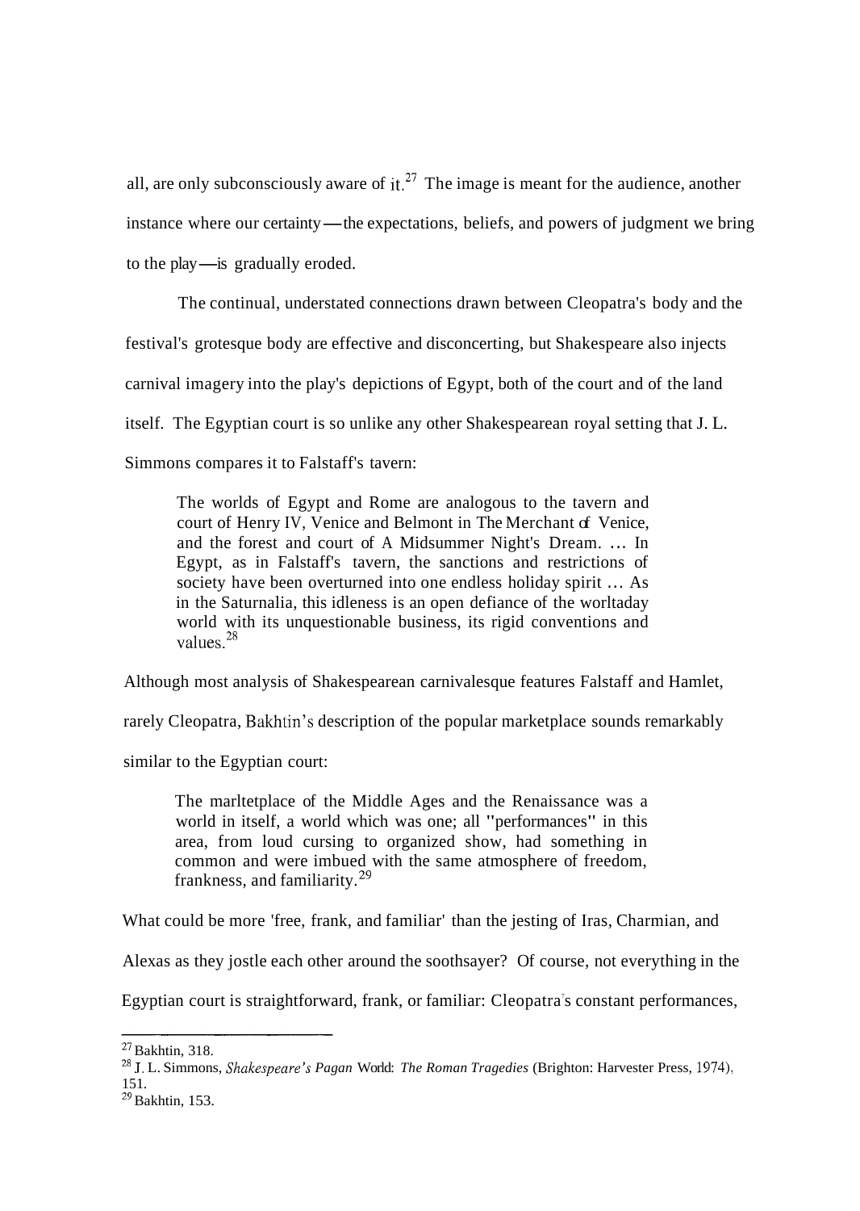all, are only subconsciously aware of it.[27] The image is meant for the audience, another instance where our certainty—the expectations, beliefs, and powers of judgment we bring to the play—is gradually eroded.

The continual, understated connections drawn between Cleopatra's body and the festival's grotesque body are effective and disconcerting, but Shakespeare also injects carnival imagery into the play's depictions of Egypt, both of the court and of the land itself. The Egyptian court is so unlike any other Shakespearean royal setting that J. L. Simmons compares it to Falstaff's tavern:

> The worlds of Egypt and Rome are analogous to the tavern and court of Henry IV, Venice and Belmont in The Merchant of Venice, and the forest and court of A Midsummer Night's Dream. … In Egypt, as in Falstaff's tavern, the sanctions and restrictions of society have been overturned into one endless holiday spirit … As in the Saturnalia, this idleness is an open defiance of the worltaday world with its unquestionable business, its rigid conventions and values.[28]

Although most analysis of Shakespearean carnivalesque features Falstaff and Hamlet, rarely Cleopatra, Bakhtin's description of the popular marketplace sounds remarkably similar to the Egyptian court:

> The marltetplace of the Middle Ages and the Renaissance was a world in itself, a world which was one; all "performances" in this area, from loud cursing to organized show, had something in common and were imbued with the same atmosphere of freedom, frankness, and familiarity.[29]

What could be more 'free, frank, and familiar' than the jesting of Iras, Charmian, and Alexas as they jostle each other around the soothsayer? Of course, not everything in the Egyptian court is straightforward, frank, or familiar: Cleopatra's constant performances,

---

[27] Bakhtin, 318.

[28] J. L. Simmons, *Shakespeare's Pagan World: The Roman Tragedies* (Brighton: Harvester Press, 1974), 151.

[29] Bakhtin, 153.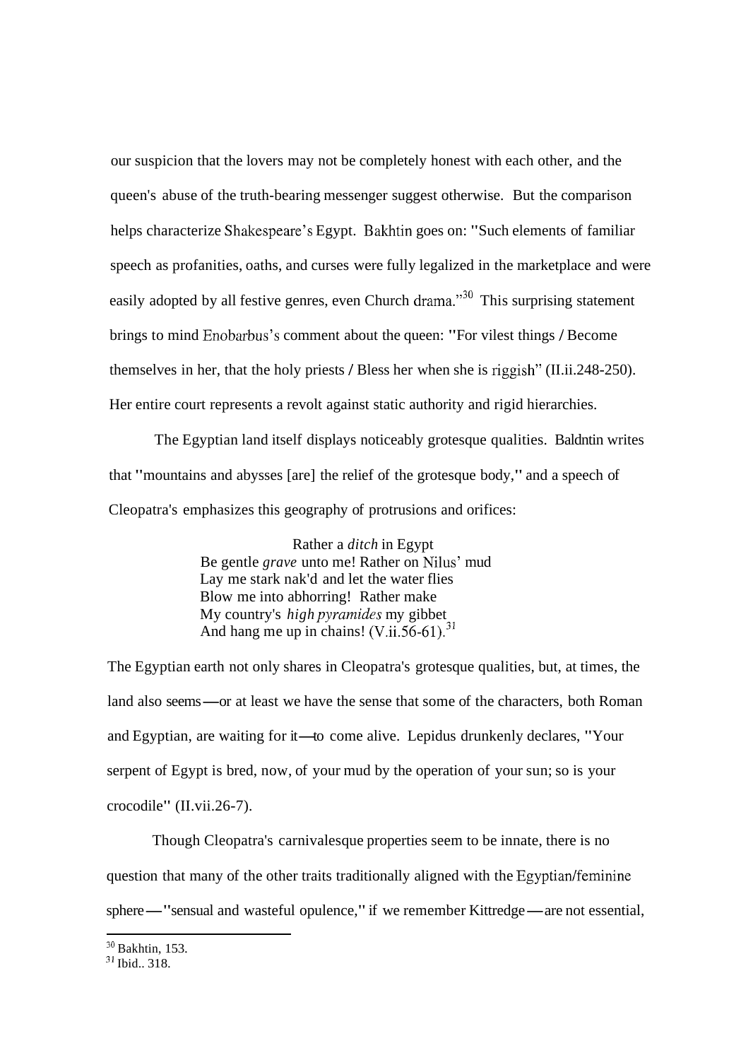our suspicion that the lovers may not be completely honest with each other, and the queen's abuse of the truth-bearing messenger suggest otherwise. But the comparison helps characterize Shakespeare's Egypt. Bakhtin goes on: "Such elements of familiar speech as profanities, oaths, and curses were fully legalized in the marketplace and were easily adopted by all festive genres, even Church drama."[30] This surprising statement brings to mind Enobarbus's comment about the queen: "For vilest things / Become themselves in her, that the holy priests / Bless her when she is riggish" (II.ii.248-250). Her entire court represents a revolt against static authority and rigid hierarchies.

The Egyptian land itself displays noticeably grotesque qualities. Baldntin writes that "mountains and abysses [are] the relief of the grotesque body," and a speech of Cleopatra's emphasizes this geography of protrusions and orifices:

> Rather a *ditch* in Egypt
> Be gentle *grave* unto me! Rather on Nilus' mud
> Lay me stark nak'd and let the water flies
> Blow me into abhorring! Rather make
> My country's *high pyramides* my gibbet
> And hang me up in chains! (V.ii.56-61).[31]

The Egyptian earth not only shares in Cleopatra's grotesque qualities, but, at times, the land also seems—or at least we have the sense that some of the characters, both Roman and Egyptian, are waiting for it—to come alive. Lepidus drunkenly declares, "Your serpent of Egypt is bred, now, of your mud by the operation of your sun; so is your crocodile" (II.vii.26-7).

Though Cleopatra's carnivalesque properties seem to be innate, there is no question that many of the other traits traditionally aligned with the Egyptian/feminine sphere—"sensual and wasteful opulence," if we remember Kittredge—are not essential,

---

[30] Bakhtin, 153.
[31] Ibid.. 318.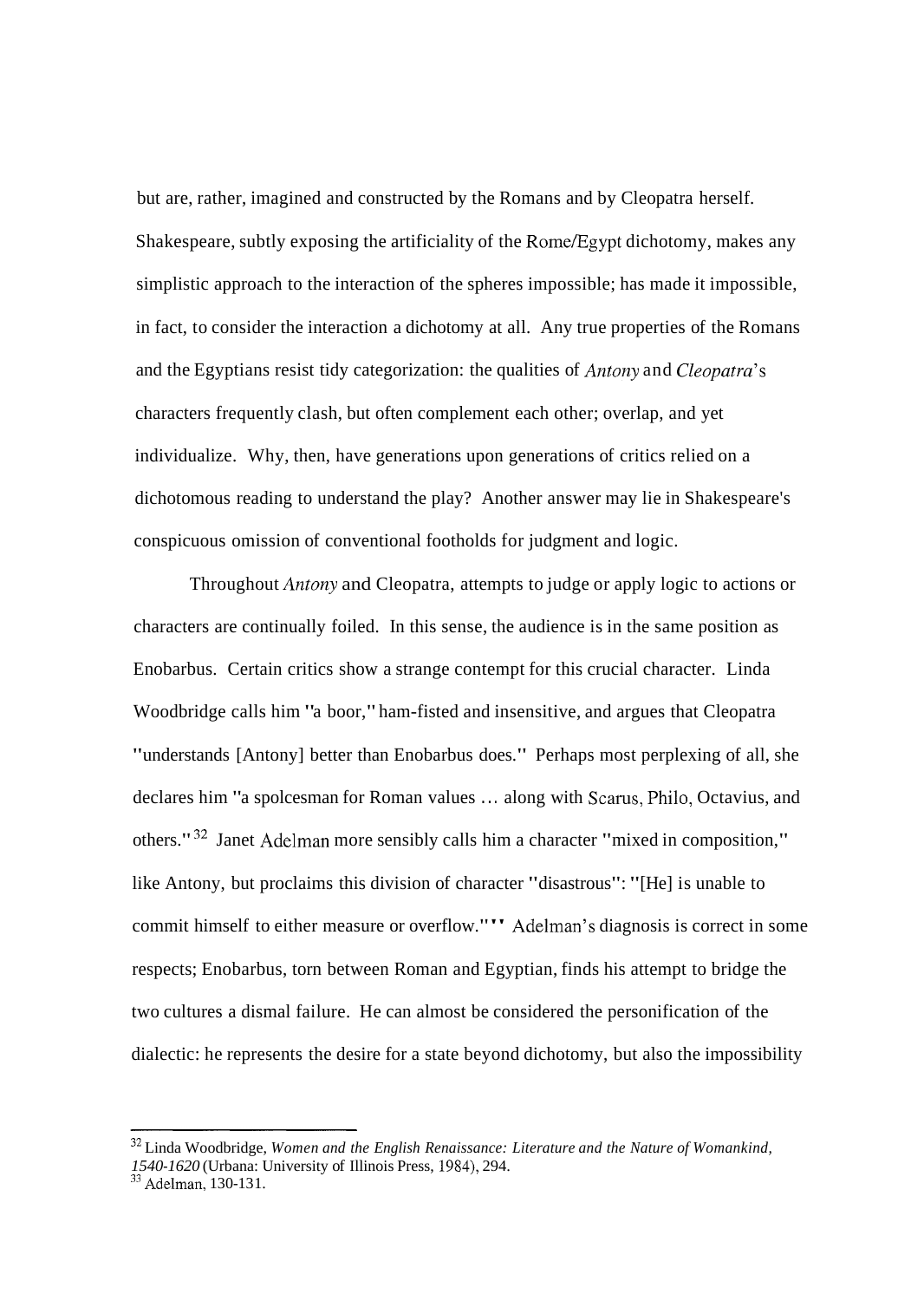but are, rather, imagined and constructed by the Romans and by Cleopatra herself. Shakespeare, subtly exposing the artificiality of the Rome/Egypt dichotomy, makes any simplistic approach to the interaction of the spheres impossible; has made it impossible, in fact, to consider the interaction a dichotomy at all. Any true properties of the Romans and the Egyptians resist tidy categorization: the qualities of *Antony* and *Cleopatra*'s characters frequently clash, but often complement each other; overlap, and yet individualize. Why, then, have generations upon generations of critics relied on a dichotomous reading to understand the play? Another answer may lie in Shakespeare's conspicuous omission of conventional footholds for judgment and logic.

Throughout *Antony* and Cleopatra, attempts to judge or apply logic to actions or characters are continually foiled. In this sense, the audience is in the same position as Enobarbus. Certain critics show a strange contempt for this crucial character. Linda Woodbridge calls him "a boor," ham-fisted and insensitive, and argues that Cleopatra "understands [Antony] better than Enobarbus does." Perhaps most perplexing of all, she declares him "a spolcesman for Roman values … along with Scarus, Philo, Octavius, and others."[32] Janet Adelman more sensibly calls him a character "mixed in composition," like Antony, but proclaims this division of character "disastrous": "[He] is unable to commit himself to either measure or overflow."[33] Adelman's diagnosis is correct in some respects; Enobarbus, torn between Roman and Egyptian, finds his attempt to bridge the two cultures a dismal failure. He can almost be considered the personification of the dialectic: he represents the desire for a state beyond dichotomy, but also the impossibility

---

[32] Linda Woodbridge, *Women and the English Renaissance: Literature and the Nature of Womankind, 1540-1620* (Urbana: University of Illinois Press, 1984), 294.
[33] Adelman, 130-131.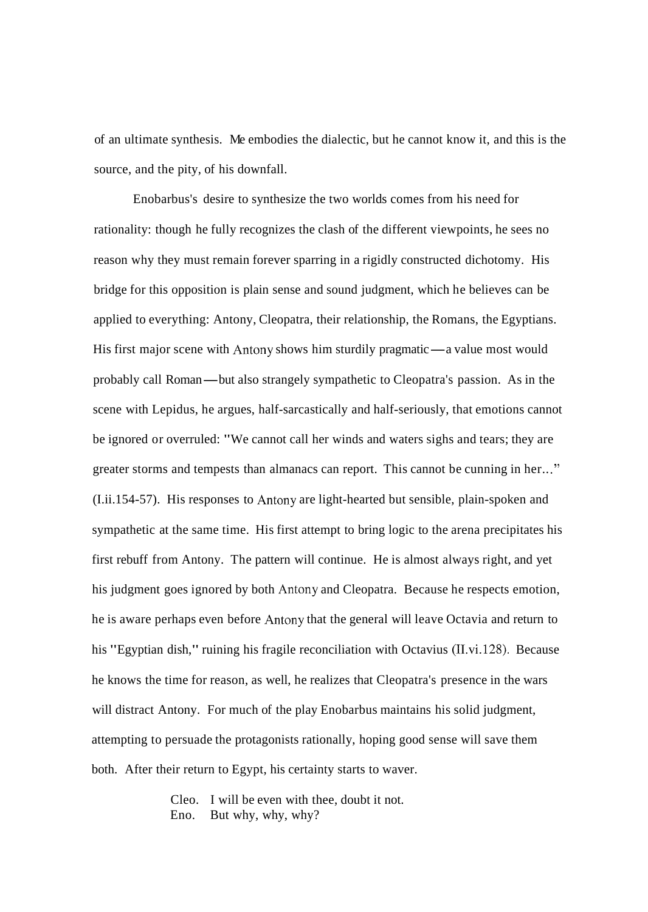of an ultimate synthesis. Me embodies the dialectic, but he cannot know it, and this is the source, and the pity, of his downfall.

Enobarbus's desire to synthesize the two worlds comes from his need for rationality: though he fully recognizes the clash of the different viewpoints, he sees no reason why they must remain forever sparring in a rigidly constructed dichotomy. His bridge for this opposition is plain sense and sound judgment, which he believes can be applied to everything: Antony, Cleopatra, their relationship, the Romans, the Egyptians. His first major scene with Antony shows him sturdily pragmatic—a value most would probably call Roman—but also strangely sympathetic to Cleopatra's passion. As in the scene with Lepidus, he argues, half-sarcastically and half-seriously, that emotions cannot be ignored or overruled: "We cannot call her winds and waters sighs and tears; they are greater storms and tempests than almanacs can report. This cannot be cunning in her..." (I.ii.154-57). His responses to Antony are light-hearted but sensible, plain-spoken and sympathetic at the same time. His first attempt to bring logic to the arena precipitates his first rebuff from Antony. The pattern will continue. He is almost always right, and yet his judgment goes ignored by both Antony and Cleopatra. Because he respects emotion, he is aware perhaps even before Antony that the general will leave Octavia and return to his "Egyptian dish," ruining his fragile reconciliation with Octavius (II.vi.128). Because he knows the time for reason, as well, he realizes that Cleopatra's presence in the wars will distract Antony. For much of the play Enobarbus maintains his solid judgment, attempting to persuade the protagonists rationally, hoping good sense will save them both. After their return to Egypt, his certainty starts to waver.

> Cleo. I will be even with thee, doubt it not.
> Eno. But why, why, why?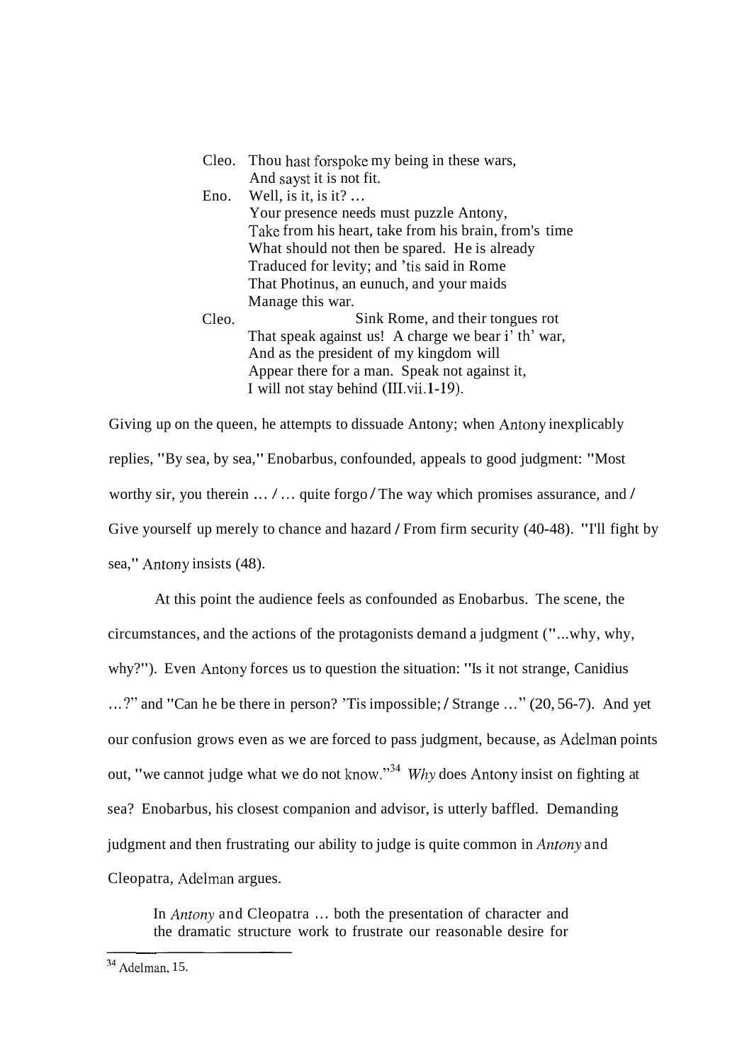Cleo. Thou hast forspoke my being in these wars,
And sayst it is not fit.
Eno. Well, is it, is it? ...
Your presence needs must puzzle Antony,
Take from his heart, take from his brain, from's time
What should not then be spared. He is already
Traduced for levity; and 'tis said in Rome
That Photinus, an eunuch, and your maids
Manage this war.
Cleo. Sink Rome, and their tongues rot
That speak against us! A charge we bear i' th' war,
And as the president of my kingdom will
Appear there for a man. Speak not against it,
I will not stay behind (III.vii.1-19).

Giving up on the queen, he attempts to dissuade Antony; when Antony inexplicably replies, "By sea, by sea," Enobarbus, confounded, appeals to good judgment: "Most worthy sir, you therein ... / ... quite forgo / The way which promises assurance, and / Give yourself up merely to chance and hazard / From firm security (40-48). "I'll fight by sea," Antony insists (48).

At this point the audience feels as confounded as Enobarbus. The scene, the circumstances, and the actions of the protagonists demand a judgment ("...why, why, why?"). Even Antony forces us to question the situation: "Is it not strange, Canidius ...?" and "Can he be there in person? 'Tis impossible; / Strange ..." (20, 56-7). And yet our confusion grows even as we are forced to pass judgment, because, as Adelman points out, "we cannot judge what we do not know."[34] *Why* does Antony insist on fighting at sea? Enobarbus, his closest companion and advisor, is utterly baffled. Demanding judgment and then frustrating our ability to judge is quite common in *Antony* and Cleopatra, Adelman argues.

> In *Antony* and Cleopatra ... both the presentation of character and the dramatic structure work to frustrate our reasonable desire for

[34] Adelman, 15.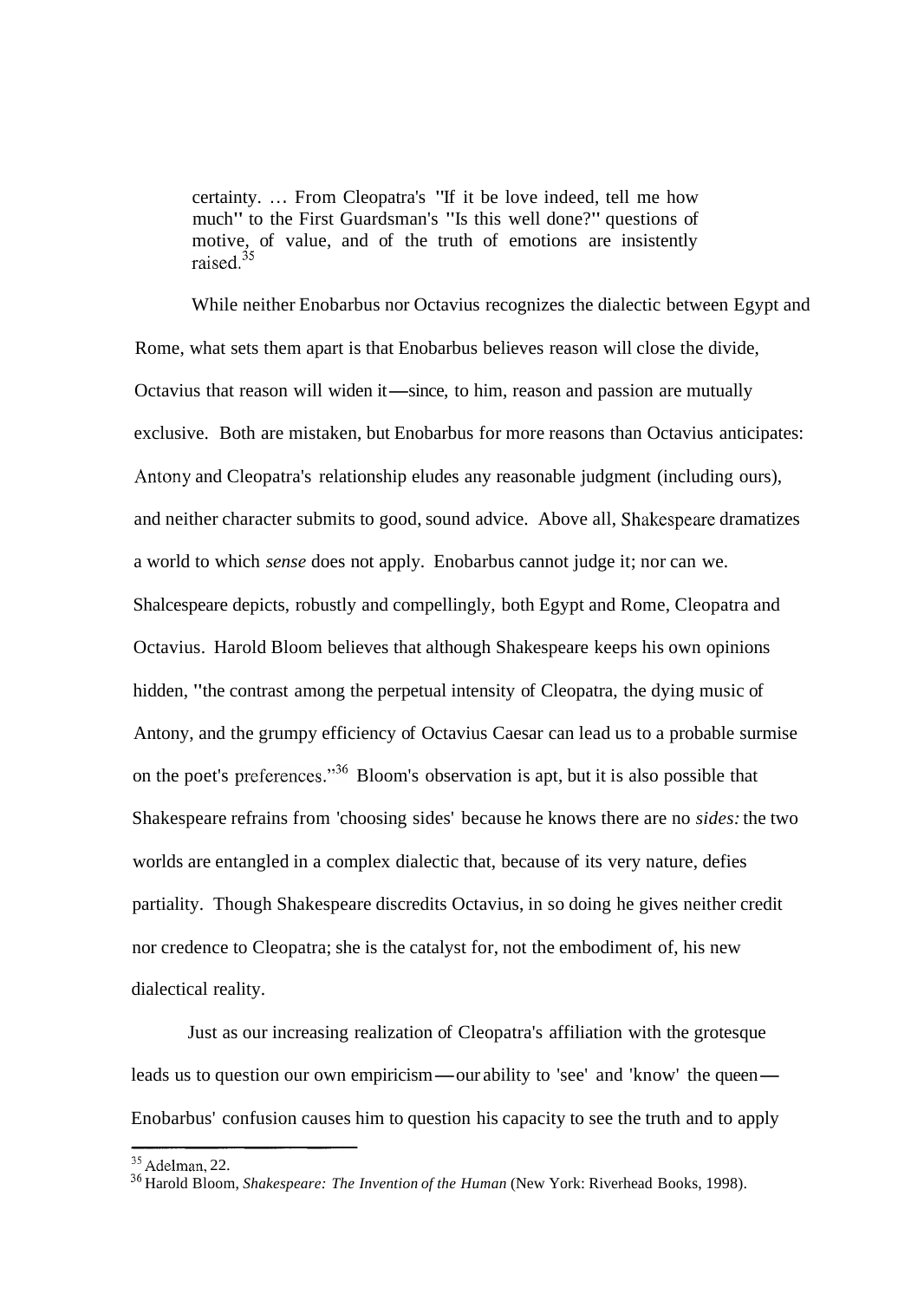certainty. … From Cleopatra's "If it be love indeed, tell me how much" to the First Guardsman's "Is this well done?" questions of motive, of value, and of the truth of emotions are insistently raised.[35]

While neither Enobarbus nor Octavius recognizes the dialectic between Egypt and Rome, what sets them apart is that Enobarbus believes reason will close the divide, Octavius that reason will widen it—since, to him, reason and passion are mutually exclusive. Both are mistaken, but Enobarbus for more reasons than Octavius anticipates: Antony and Cleopatra's relationship eludes any reasonable judgment (including ours), and neither character submits to good, sound advice. Above all, Shakespeare dramatizes a world to which *sense* does not apply. Enobarbus cannot judge it; nor can we. Shalcespeare depicts, robustly and compellingly, both Egypt and Rome, Cleopatra and Octavius. Harold Bloom believes that although Shakespeare keeps his own opinions hidden, "the contrast among the perpetual intensity of Cleopatra, the dying music of Antony, and the grumpy efficiency of Octavius Caesar can lead us to a probable surmise on the poet's preferences."[36] Bloom's observation is apt, but it is also possible that Shakespeare refrains from 'choosing sides' because he knows there are no *sides:* the two worlds are entangled in a complex dialectic that, because of its very nature, defies partiality. Though Shakespeare discredits Octavius, in so doing he gives neither credit nor credence to Cleopatra; she is the catalyst for, not the embodiment of, his new dialectical reality.

Just as our increasing realization of Cleopatra's affiliation with the grotesque leads us to question our own empiricism—our ability to 'see' and 'know' the queen—Enobarbus' confusion causes him to question his capacity to see the truth and to apply

---

[35] Adelman, 22.

[36] Harold Bloom, *Shakespeare: The Invention of the Human* (New York: Riverhead Books, 1998).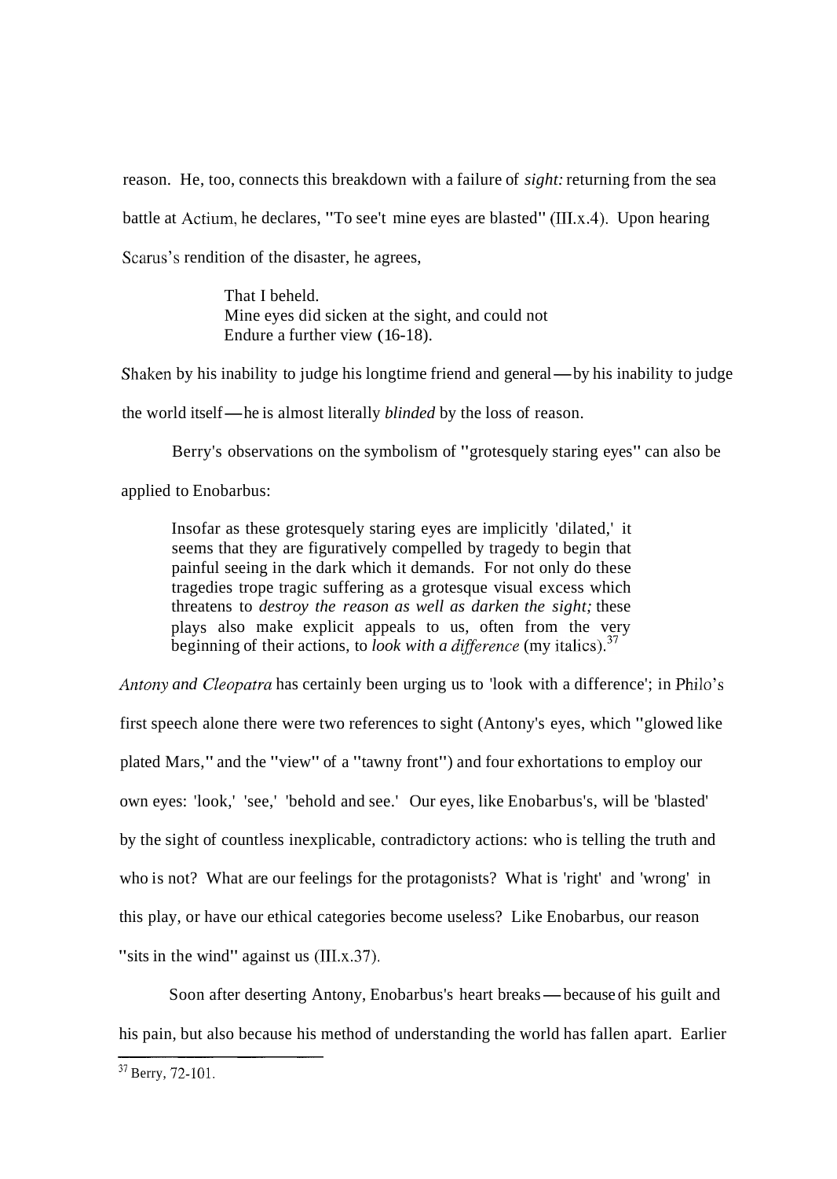reason. He, too, connects this breakdown with a failure of *sight:* returning from the sea battle at Actium, he declares, "To see't mine eyes are blasted" (III.x.4). Upon hearing Scarus's rendition of the disaster, he agrees,

> That I beheld.
> Mine eyes did sicken at the sight, and could not
> Endure a further view (16-18).

Shaken by his inability to judge his longtime friend and general—by his inability to judge the world itself—he is almost literally *blinded* by the loss of reason.

Berry's observations on the symbolism of "grotesquely staring eyes" can also be applied to Enobarbus:

> Insofar as these grotesquely staring eyes are implicitly 'dilated,' it seems that they are figuratively compelled by tragedy to begin that painful seeing in the dark which it demands. For not only do these tragedies trope tragic suffering as a grotesque visual excess which threatens to *destroy the reason as well as darken the sight;* these plays also make explicit appeals to us, often from the very beginning of their actions, to *look with a difference* (my italics).[37]

*Antony and Cleopatra* has certainly been urging us to 'look with a difference'; in Philo's first speech alone there were two references to sight (Antony's eyes, which "glowed like plated Mars," and the "view" of a "tawny front") and four exhortations to employ our own eyes: 'look,' 'see,' 'behold and see.' Our eyes, like Enobarbus's, will be 'blasted' by the sight of countless inexplicable, contradictory actions: who is telling the truth and who is not? What are our feelings for the protagonists? What is 'right' and 'wrong' in this play, or have our ethical categories become useless? Like Enobarbus, our reason "sits in the wind" against us (III.x.37).

Soon after deserting Antony, Enobarbus's heart breaks—because of his guilt and his pain, but also because his method of understanding the world has fallen apart. Earlier

[37] Berry, 72-101.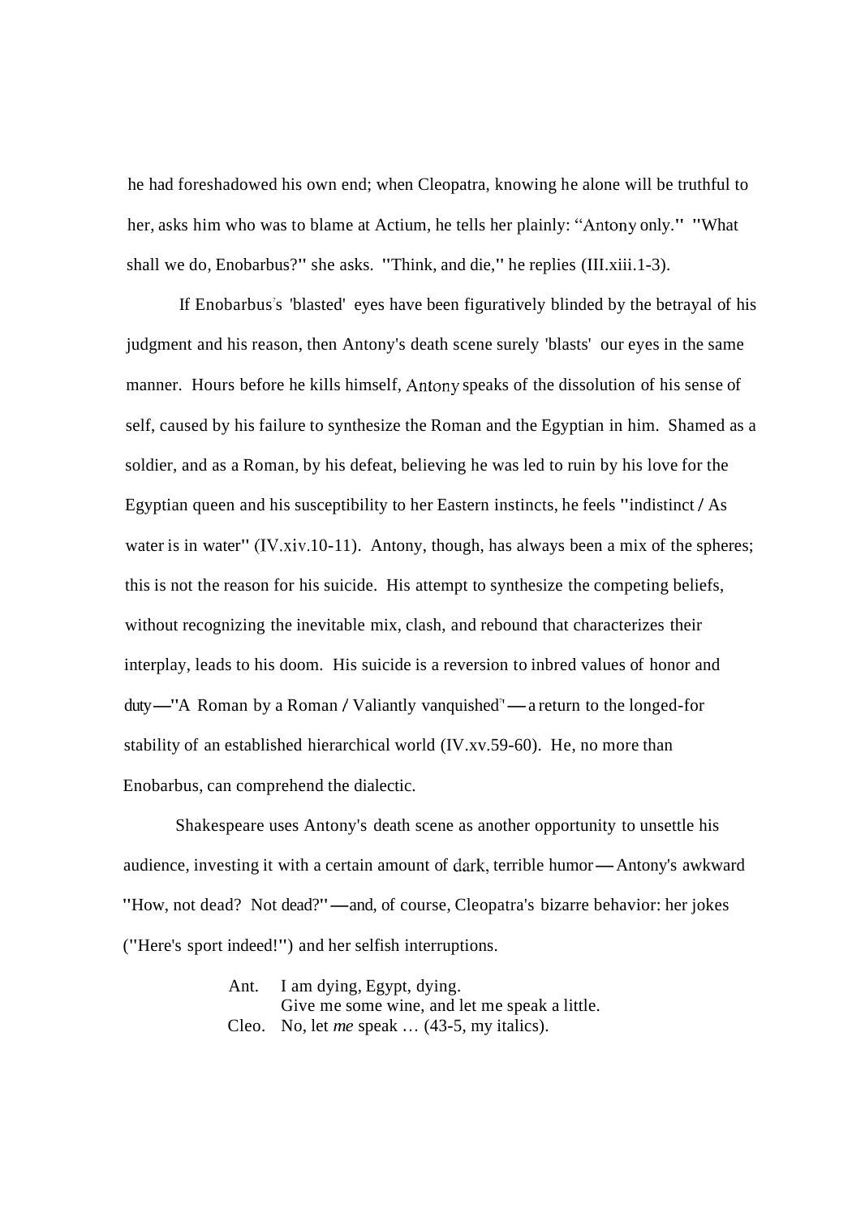he had foreshadowed his own end; when Cleopatra, knowing he alone will be truthful to her, asks him who was to blame at Actium, he tells her plainly: "Antony only." "What shall we do, Enobarbus?" she asks. "Think, and die," he replies (III.xiii.1-3).

If Enobarbus's 'blasted' eyes have been figuratively blinded by the betrayal of his judgment and his reason, then Antony's death scene surely 'blasts' our eyes in the same manner. Hours before he kills himself, Antony speaks of the dissolution of his sense of self, caused by his failure to synthesize the Roman and the Egyptian in him. Shamed as a soldier, and as a Roman, by his defeat, believing he was led to ruin by his love for the Egyptian queen and his susceptibility to her Eastern instincts, he feels "indistinct / As water is in water" (IV.xiv.10-11). Antony, though, has always been a mix of the spheres; this is not the reason for his suicide. His attempt to synthesize the competing beliefs, without recognizing the inevitable mix, clash, and rebound that characterizes their interplay, leads to his doom. His suicide is a reversion to inbred values of honor and duty—"A Roman by a Roman / Valiantly vanquished"—a return to the longed-for stability of an established hierarchical world (IV.xv.59-60). He, no more than Enobarbus, can comprehend the dialectic.

Shakespeare uses Antony's death scene as another opportunity to unsettle his audience, investing it with a certain amount of dark, terrible humor—Antony's awkward "How, not dead? Not dead?"—and, of course, Cleopatra's bizarre behavior: her jokes ("Here's sport indeed!") and her selfish interruptions.

> Ant. I am dying, Egypt, dying.
> Give me some wine, and let me speak a little.
> Cleo. No, let *me* speak … (43-5, my italics).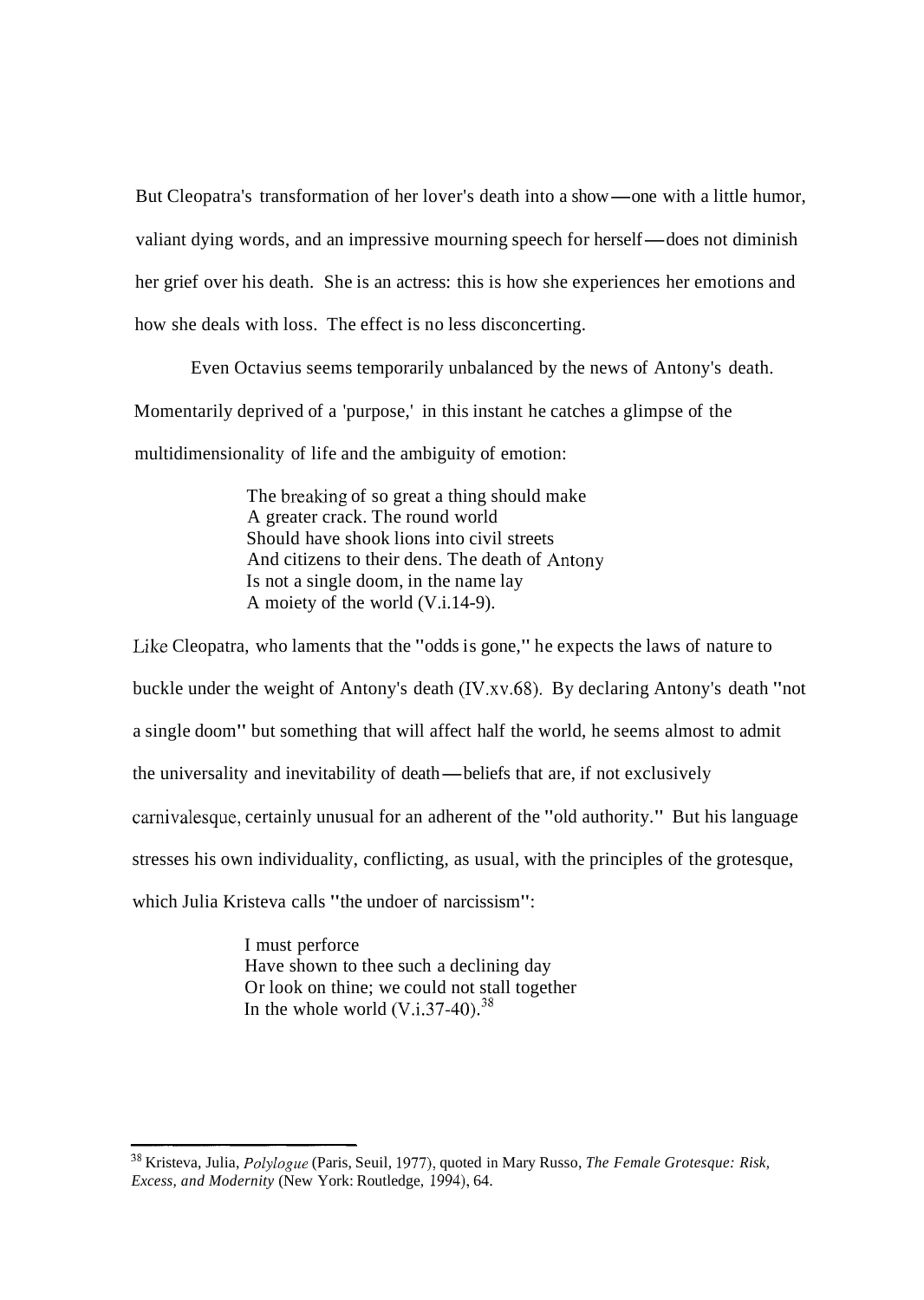But Cleopatra's transformation of her lover's death into a show—one with a little humor, valiant dying words, and an impressive mourning speech for herself—does not diminish her grief over his death. She is an actress: this is how she experiences her emotions and how she deals with loss. The effect is no less disconcerting.

Even Octavius seems temporarily unbalanced by the news of Antony's death. Momentarily deprived of a 'purpose,' in this instant he catches a glimpse of the multidimensionality of life and the ambiguity of emotion:

> The breaking of so great a thing should make
> A greater crack. The round world
> Should have shook lions into civil streets
> And citizens to their dens. The death of Antony
> Is not a single doom, in the name lay
> A moiety of the world (V.i.14-9).

Like Cleopatra, who laments that the "odds is gone," he expects the laws of nature to buckle under the weight of Antony's death (IV.xv.68). By declaring Antony's death "not a single doom" but something that will affect half the world, he seems almost to admit the universality and inevitability of death—beliefs that are, if not exclusively carnivalesque, certainly unusual for an adherent of the "old authority." But his language stresses his own individuality, conflicting, as usual, with the principles of the grotesque, which Julia Kristeva calls "the undoer of narcissism":

> I must perforce
> Have shown to thee such a declining day
> Or look on thine; we could not stall together
> In the whole world (V.i.37-40).[38]

---

[38] Kristeva, Julia, *Polylogue* (Paris, Seuil, 1977), quoted in Mary Russo, *The Female Grotesque: Risk, Excess, and Modernity* (New York: Routledge, 1994), 64.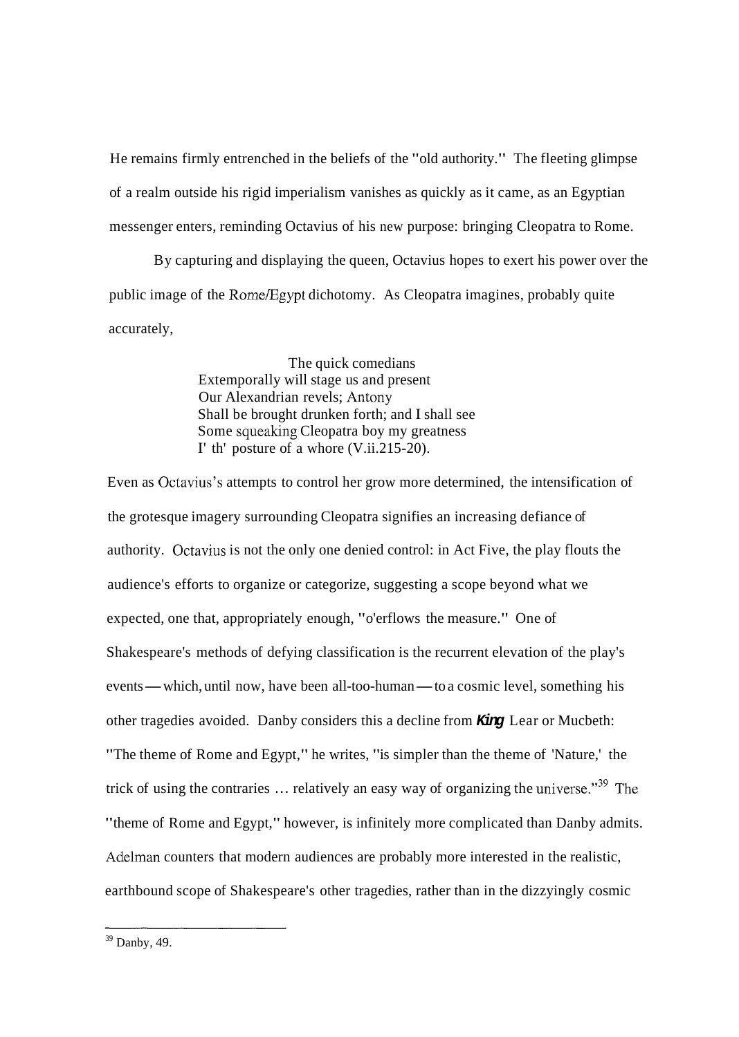He remains firmly entrenched in the beliefs of the "old authority." The fleeting glimpse of a realm outside his rigid imperialism vanishes as quickly as it came, as an Egyptian messenger enters, reminding Octavius of his new purpose: bringing Cleopatra to Rome.

By capturing and displaying the queen, Octavius hopes to exert his power over the public image of the Rome/Egypt dichotomy. As Cleopatra imagines, probably quite accurately,

> The quick comedians
> Extemporally will stage us and present
> Our Alexandrian revels; Antony
> Shall be brought drunken forth; and I shall see
> Some squeaking Cleopatra boy my greatness
> I' th' posture of a whore (V.ii.215-20).

Even as Octavius's attempts to control her grow more determined, the intensification of the grotesque imagery surrounding Cleopatra signifies an increasing defiance of authority. Octavius is not the only one denied control: in Act Five, the play flouts the audience's efforts to organize or categorize, suggesting a scope beyond what we expected, one that, appropriately enough, "o'erflows the measure." One of Shakespeare's methods of defying classification is the recurrent elevation of the play's events — which, until now, have been all-too-human — to a cosmic level, something his other tragedies avoided. Danby considers this a decline from *King* Lear or Mucbeth: "The theme of Rome and Egypt," he writes, "is simpler than the theme of 'Nature,' the trick of using the contraries ... relatively an easy way of organizing the universe."[39] The "theme of Rome and Egypt," however, is infinitely more complicated than Danby admits. Adelman counters that modern audiences are probably more interested in the realistic, earthbound scope of Shakespeare's other tragedies, rather than in the dizzyingly cosmic

---

[39] Danby, 49.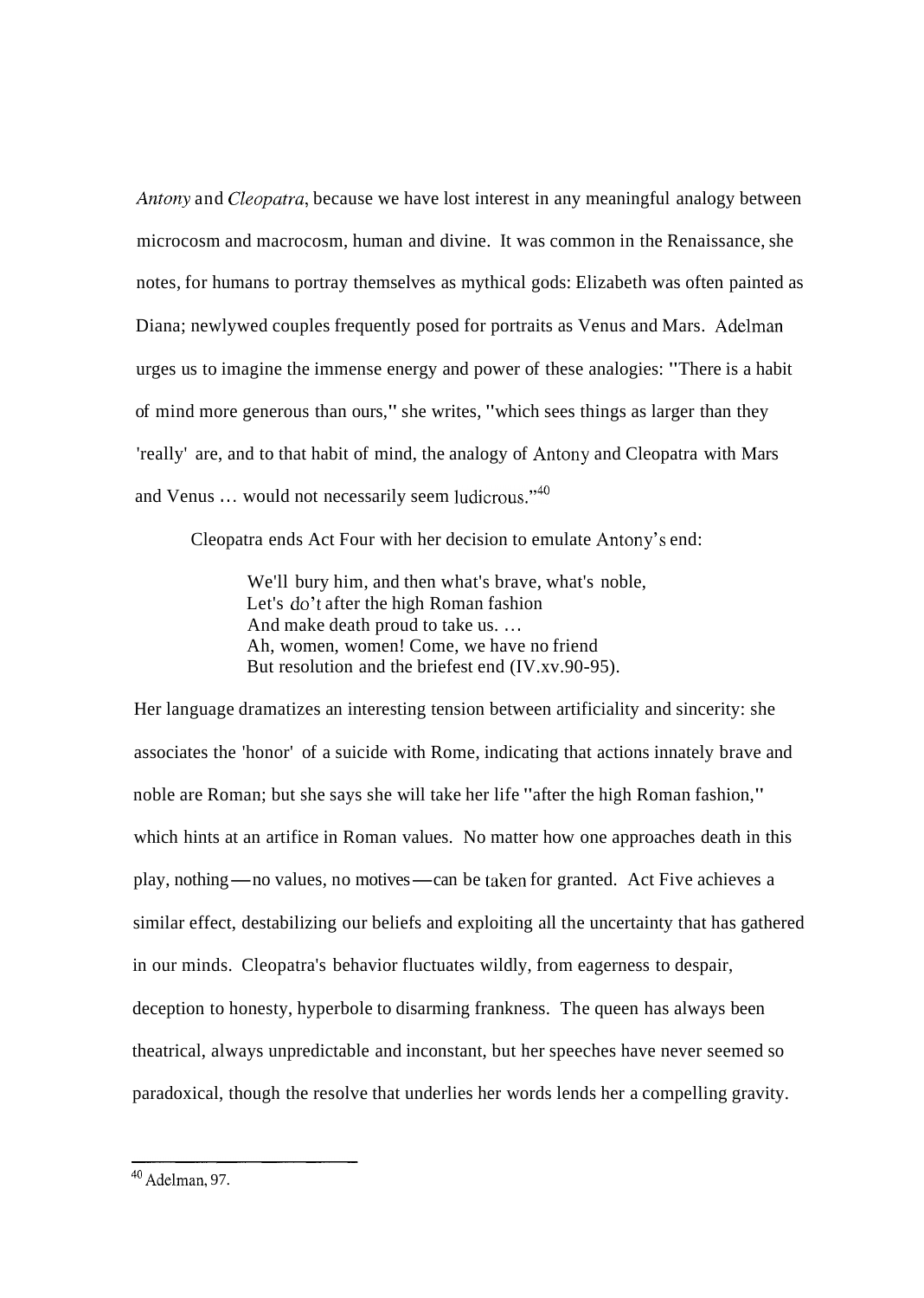*Antony* and *Cleopatra*, because we have lost interest in any meaningful analogy between microcosm and macrocosm, human and divine. It was common in the Renaissance, she notes, for humans to portray themselves as mythical gods: Elizabeth was often painted as Diana; newlywed couples frequently posed for portraits as Venus and Mars. Adelman urges us to imagine the immense energy and power of these analogies: "There is a habit of mind more generous than ours," she writes, "which sees things as larger than they 'really' are, and to that habit of mind, the analogy of Antony and Cleopatra with Mars and Venus … would not necessarily seem ludicrous."[40]

Cleopatra ends Act Four with her decision to emulate Antony's end:

> We'll bury him, and then what's brave, what's noble,
> Let's do't after the high Roman fashion
> And make death proud to take us. …
> Ah, women, women! Come, we have no friend
> But resolution and the briefest end (IV.xv.90-95).

Her language dramatizes an interesting tension between artificiality and sincerity: she associates the 'honor' of a suicide with Rome, indicating that actions innately brave and noble are Roman; but she says she will take her life "after the high Roman fashion," which hints at an artifice in Roman values. No matter how one approaches death in this play, nothing—no values, no motives—can be taken for granted. Act Five achieves a similar effect, destabilizing our beliefs and exploiting all the uncertainty that has gathered in our minds. Cleopatra's behavior fluctuates wildly, from eagerness to despair, deception to honesty, hyperbole to disarming frankness. The queen has always been theatrical, always unpredictable and inconstant, but her speeches have never seemed so paradoxical, though the resolve that underlies her words lends her a compelling gravity.

---

[40] Adelman, 97.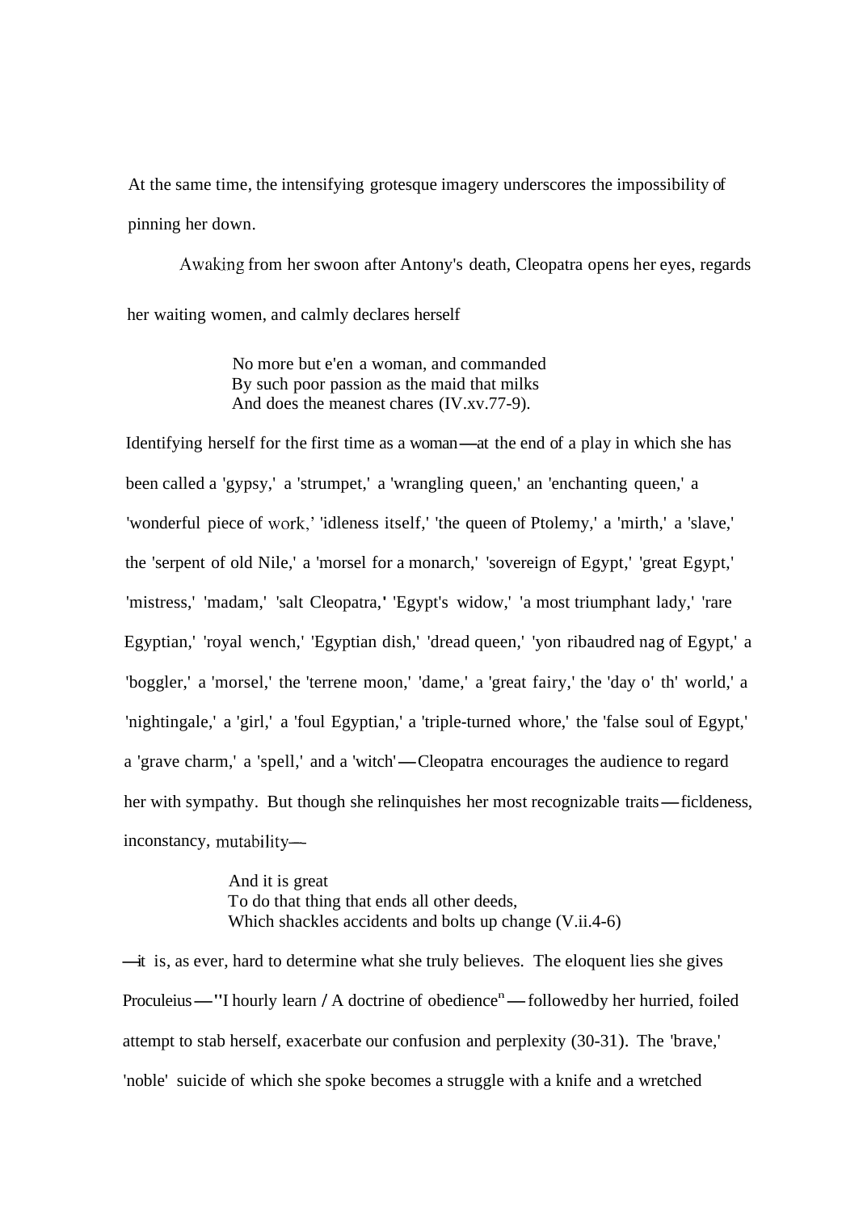At the same time, the intensifying grotesque imagery underscores the impossibility of pinning her down.

Awaking from her swoon after Antony's death, Cleopatra opens her eyes, regards her waiting women, and calmly declares herself

> No more but e'en a woman, and commanded
> By such poor passion as the maid that milks
> And does the meanest chares (IV.xv.77-9).

Identifying herself for the first time as a woman—at the end of a play in which she has been called a 'gypsy,' a 'strumpet,' a 'wrangling queen,' an 'enchanting queen,' a 'wonderful piece of work,' 'idleness itself,' 'the queen of Ptolemy,' a 'mirth,' a 'slave,' the 'serpent of old Nile,' a 'morsel for a monarch,' 'sovereign of Egypt,' 'great Egypt,' 'mistress,' 'madam,' 'salt Cleopatra,' 'Egypt's widow,' 'a most triumphant lady,' 'rare Egyptian,' 'royal wench,' 'Egyptian dish,' 'dread queen,' 'yon ribaudred nag of Egypt,' a 'boggler,' a 'morsel,' the 'terrene moon,' 'dame,' a 'great fairy,' the 'day o' th' world,' a 'nightingale,' a 'girl,' a 'foul Egyptian,' a 'triple-turned whore,' the 'false soul of Egypt,' a 'grave charm,' a 'spell,' and a 'witch'—Cleopatra encourages the audience to regard her with sympathy. But though she relinquishes her most recognizable traits—ficldeness, inconstancy, mutability—

> And it is great
> To do that thing that ends all other deeds,
> Which shackles accidents and bolts up change (V.ii.4-6)

—it is, as ever, hard to determine what she truly believes. The eloquent lies she gives Proculeius—"I hourly learn / A doctrine of obedience"—followed by her hurried, foiled attempt to stab herself, exacerbate our confusion and perplexity (30-31). The 'brave,' 'noble' suicide of which she spoke becomes a struggle with a knife and a wretched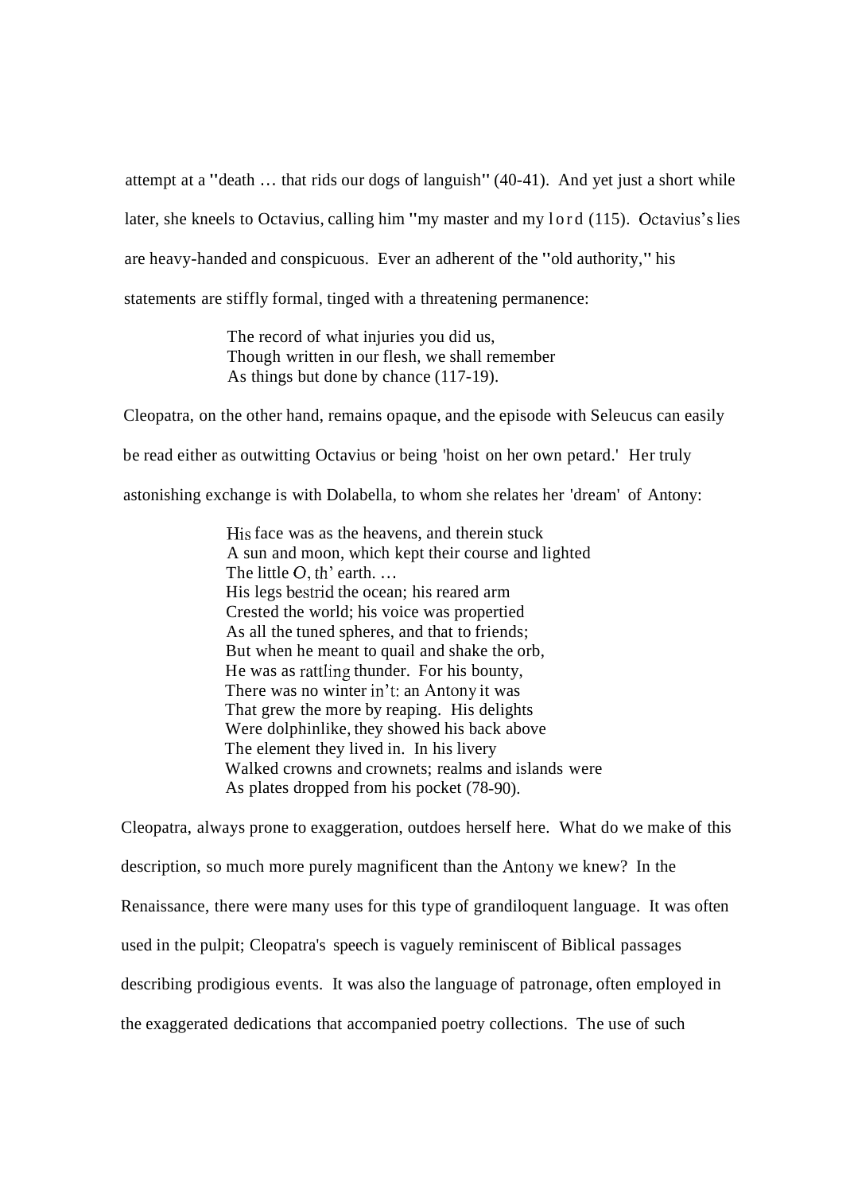attempt at a "death … that rids our dogs of languish" (40-41). And yet just a short while later, she kneels to Octavius, calling him "my master and my lord (115). Octavius's lies are heavy-handed and conspicuous. Ever an adherent of the "old authority," his statements are stiffly formal, tinged with a threatening permanence:

> The record of what injuries you did us,
> Though written in our flesh, we shall remember
> As things but done by chance (117-19).

Cleopatra, on the other hand, remains opaque, and the episode with Seleucus can easily be read either as outwitting Octavius or being 'hoist on her own petard.' Her truly astonishing exchange is with Dolabella, to whom she relates her 'dream' of Antony:

> His face was as the heavens, and therein stuck
> A sun and moon, which kept their course and lighted
> The little O, th' earth. …
> His legs bestrid the ocean; his reared arm
> Crested the world; his voice was propertied
> As all the tuned spheres, and that to friends;
> But when he meant to quail and shake the orb,
> He was as rattling thunder. For his bounty,
> There was no winter in't: an Antony it was
> That grew the more by reaping. His delights
> Were dolphinlike, they showed his back above
> The element they lived in. In his livery
> Walked crowns and crownets; realms and islands were
> As plates dropped from his pocket (78-90).

Cleopatra, always prone to exaggeration, outdoes herself here. What do we make of this description, so much more purely magnificent than the Antony we knew? In the Renaissance, there were many uses for this type of grandiloquent language. It was often used in the pulpit; Cleopatra's speech is vaguely reminiscent of Biblical passages describing prodigious events. It was also the language of patronage, often employed in the exaggerated dedications that accompanied poetry collections. The use of such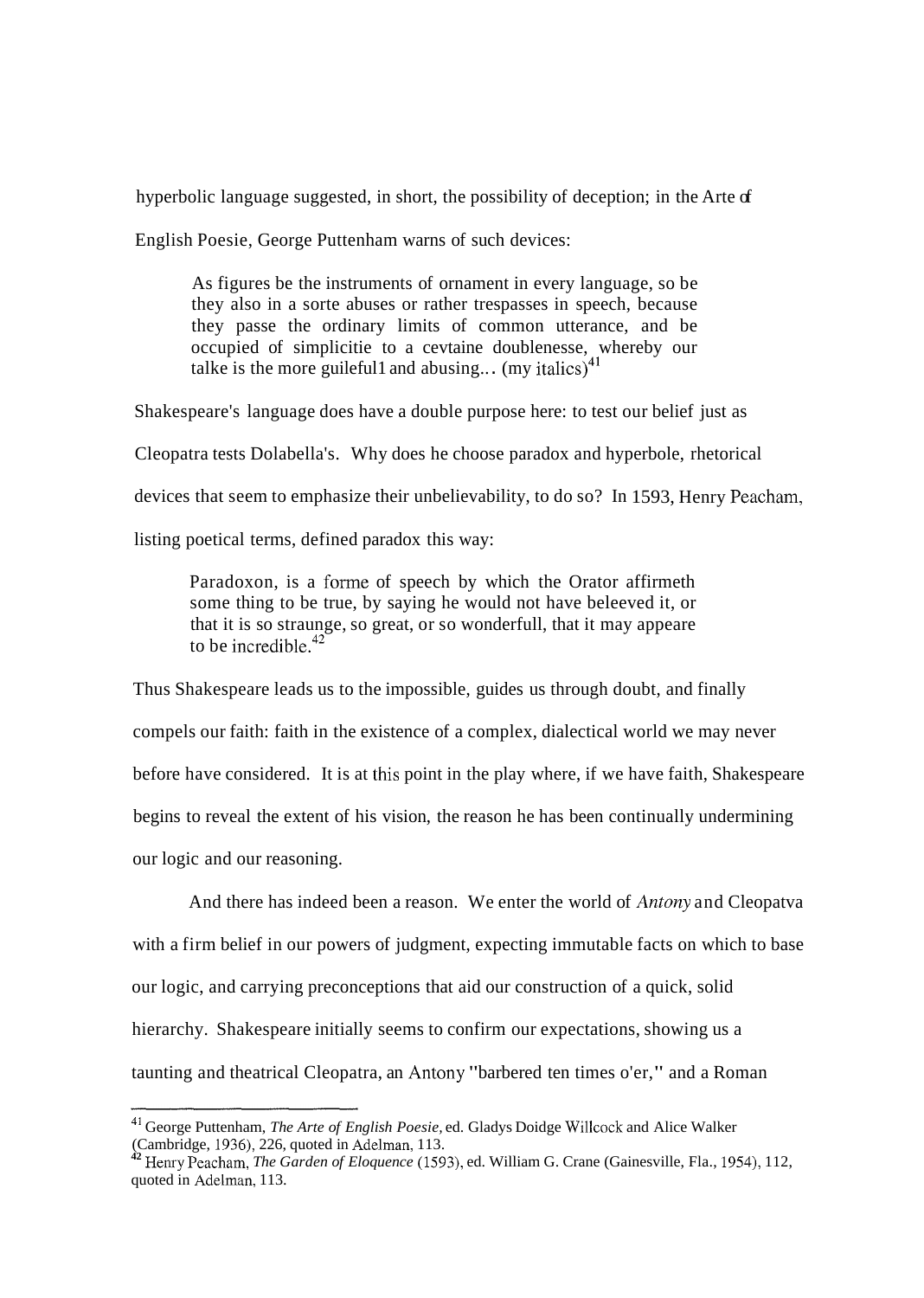hyperbolic language suggested, in short, the possibility of deception; in the Arte of English Poesie, George Puttenham warns of such devices:

> As figures be the instruments of ornament in every language, so be they also in a sorte abuses or rather trespasses in speech, because they passe the ordinary limits of common utterance, and be occupied of simplicitie to a cevtaine doublenesse, whereby our talke is the more guileful1 and abusing... (my italics)[41]

Shakespeare's language does have a double purpose here: to test our belief just as Cleopatra tests Dolabella's. Why does he choose paradox and hyperbole, rhetorical devices that seem to emphasize their unbelievability, to do so? In 1593, Henry Peacham, listing poetical terms, defined paradox this way:

> Paradoxon, is a forme of speech by which the Orator affirmeth some thing to be true, by saying he would not have beleeved it, or that it is so straunge, so great, or so wonderfull, that it may appeare to be incredible.[42]

Thus Shakespeare leads us to the impossible, guides us through doubt, and finally compels our faith: faith in the existence of a complex, dialectical world we may never before have considered. It is at this point in the play where, if we have faith, Shakespeare begins to reveal the extent of his vision, the reason he has been continually undermining our logic and our reasoning.

And there has indeed been a reason. We enter the world of *Antony* and Cleopatva with a firm belief in our powers of judgment, expecting immutable facts on which to base our logic, and carrying preconceptions that aid our construction of a quick, solid hierarchy. Shakespeare initially seems to confirm our expectations, showing us a taunting and theatrical Cleopatra, an Antony "barbered ten times o'er," and a Roman

---

[41] George Puttenham, *The Arte of English Poesie,* ed. Gladys Doidge Willcock and Alice Walker (Cambridge, 1936), 226, quoted in Adelman, 113.

[42] Henry Peacham, *The Garden of Eloquence* (1593), ed. William G. Crane (Gainesville, Fla., 1954), 112, quoted in Adelman, 113.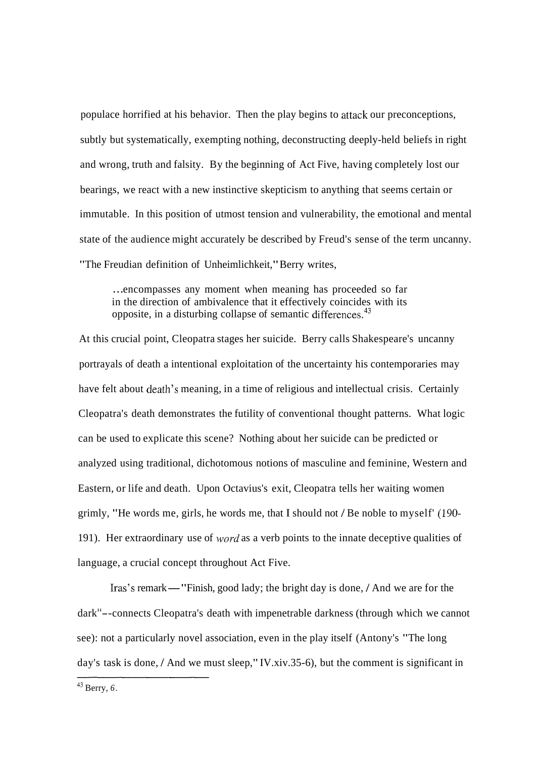populace horrified at his behavior. Then the play begins to attack our preconceptions, subtly but systematically, exempting nothing, deconstructing deeply-held beliefs in right and wrong, truth and falsity. By the beginning of Act Five, having completely lost our bearings, we react with a new instinctive skepticism to anything that seems certain or immutable. In this position of utmost tension and vulnerability, the emotional and mental state of the audience might accurately be described by Freud's sense of the term uncanny. "The Freudian definition of Unheimlichkeit," Berry writes,

> ...encompasses any moment when meaning has proceeded so far in the direction of ambivalence that it effectively coincides with its opposite, in a disturbing collapse of semantic differences.[43]

At this crucial point, Cleopatra stages her suicide. Berry calls Shakespeare's uncanny portrayals of death a intentional exploitation of the uncertainty his contemporaries may have felt about death's meaning, in a time of religious and intellectual crisis. Certainly Cleopatra's death demonstrates the futility of conventional thought patterns. What logic can be used to explicate this scene? Nothing about her suicide can be predicted or analyzed using traditional, dichotomous notions of masculine and feminine, Western and Eastern, or life and death. Upon Octavius's exit, Cleopatra tells her waiting women grimly, "He words me, girls, he words me, that I should not / Be noble to myself' (190-191). Her extraordinary use of *word* as a verb points to the innate deceptive qualities of language, a crucial concept throughout Act Five.

Iras's remark — "Finish, good lady; the bright day is done, / And we are for the dark"--connects Cleopatra's death with impenetrable darkness (through which we cannot see): not a particularly novel association, even in the play itself (Antony's "The long day's task is done, / And we must sleep," IV.xiv.35-6), but the comment is significant in

---

[43] Berry, *6*.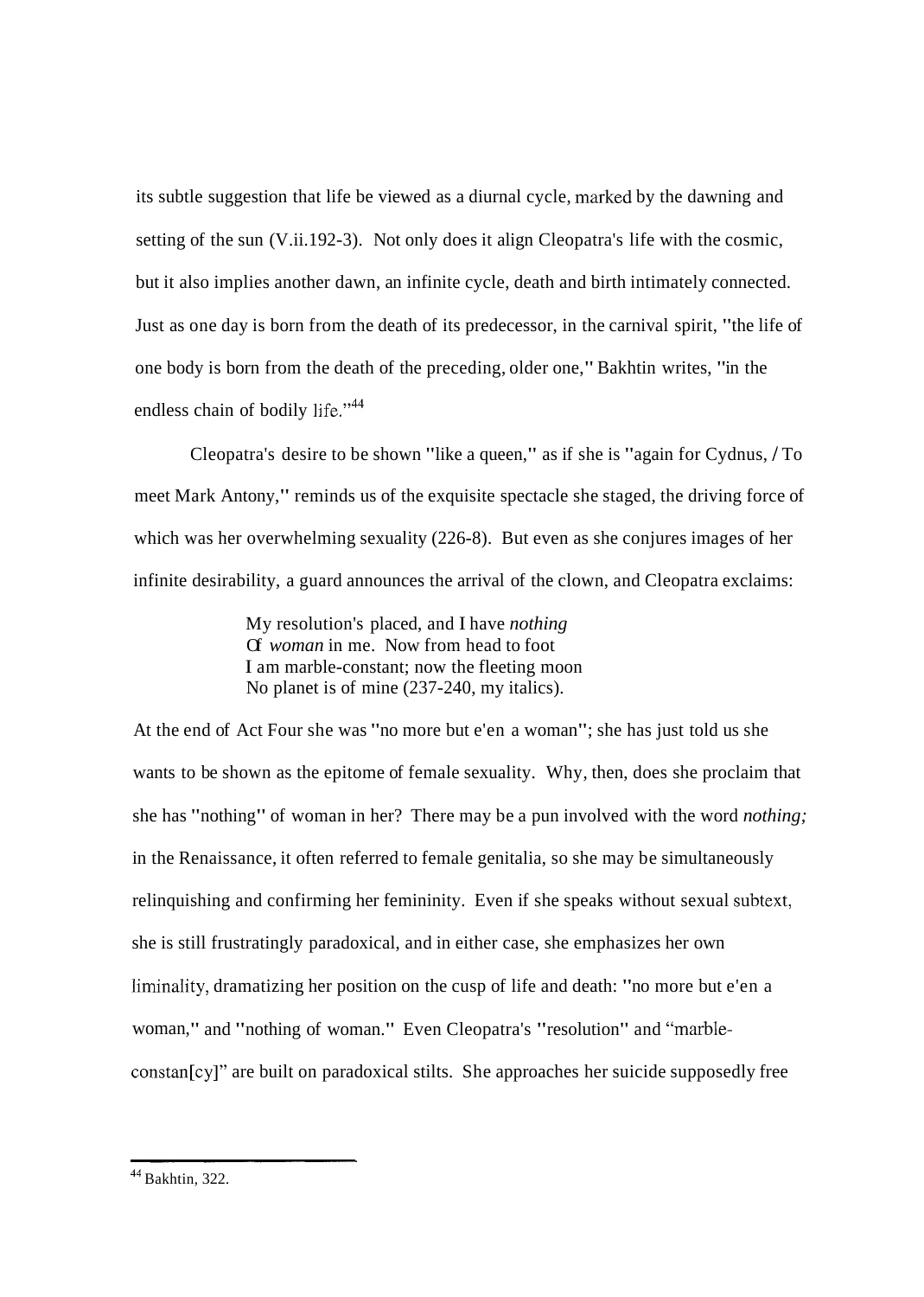its subtle suggestion that life be viewed as a diurnal cycle, marked by the dawning and setting of the sun (V.ii.192-3). Not only does it align Cleopatra's life with the cosmic, but it also implies another dawn, an infinite cycle, death and birth intimately connected. Just as one day is born from the death of its predecessor, in the carnival spirit, "the life of one body is born from the death of the preceding, older one," Bakhtin writes, "in the endless chain of bodily life."[44]

Cleopatra's desire to be shown "like a queen," as if she is "again for Cydnus, / To meet Mark Antony," reminds us of the exquisite spectacle she staged, the driving force of which was her overwhelming sexuality (226-8). But even as she conjures images of her infinite desirability, a guard announces the arrival of the clown, and Cleopatra exclaims:

> My resolution's placed, and I have *nothing*
> Of *woman* in me. Now from head to foot
> I am marble-constant; now the fleeting moon
> No planet is of mine (237-240, my italics).

At the end of Act Four she was "no more but e'en a woman"; she has just told us she wants to be shown as the epitome of female sexuality. Why, then, does she proclaim that she has "nothing" of woman in her? There may be a pun involved with the word *nothing;* in the Renaissance, it often referred to female genitalia, so she may be simultaneously relinquishing and confirming her femininity. Even if she speaks without sexual subtext, she is still frustratingly paradoxical, and in either case, she emphasizes her own liminality, dramatizing her position on the cusp of life and death: "no more but e'en a woman," and "nothing of woman." Even Cleopatra's "resolution" and "marble-constan[cy]" are built on paradoxical stilts. She approaches her suicide supposedly free

---

[44] Bakhtin, 322.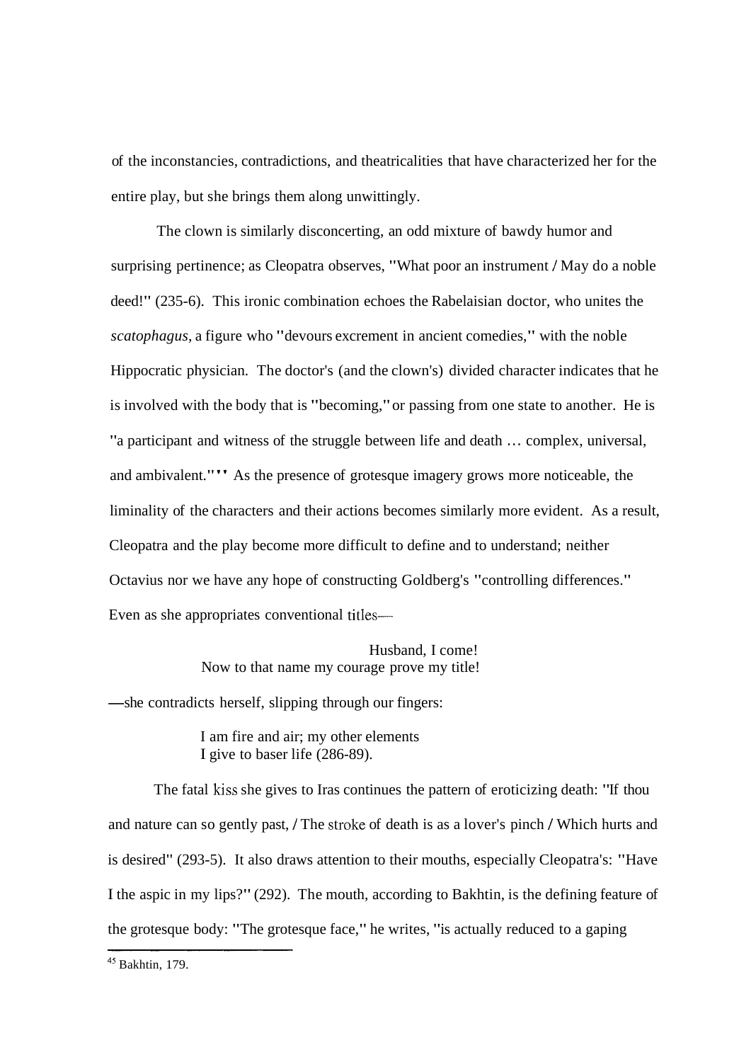of the inconstancies, contradictions, and theatricalities that have characterized her for the entire play, but she brings them along unwittingly.

The clown is similarly disconcerting, an odd mixture of bawdy humor and surprising pertinence; as Cleopatra observes, "What poor an instrument / May do a noble deed!" (235-6). This ironic combination echoes the Rabelaisian doctor, who unites the *scatophagus,* a figure who "devours excrement in ancient comedies," with the noble Hippocratic physician. The doctor's (and the clown's) divided character indicates that he is involved with the body that is "becoming," or passing from one state to another. He is "a participant and witness of the struggle between life and death ... complex, universal, and ambivalent."[45] As the presence of grotesque imagery grows more noticeable, the liminality of the characters and their actions becomes similarly more evident. As a result, Cleopatra and the play become more difficult to define and to understand; neither Octavius nor we have any hope of constructing Goldberg's "controlling differences." Even as she appropriates conventional titles—

> Husband, I come!
> Now to that name my courage prove my title!

—she contradicts herself, slipping through our fingers:

> I am fire and air; my other elements
> I give to baser life (286-89).

The fatal kiss she gives to Iras continues the pattern of eroticizing death: "If thou and nature can so gently past, / The stroke of death is as a lover's pinch / Which hurts and is desired" (293-5). It also draws attention to their mouths, especially Cleopatra's: "Have I the aspic in my lips?" (292). The mouth, according to Bakhtin, is the defining feature of the grotesque body: "The grotesque face," he writes, "is actually reduced to a gaping

---

[45] Bakhtin, 179.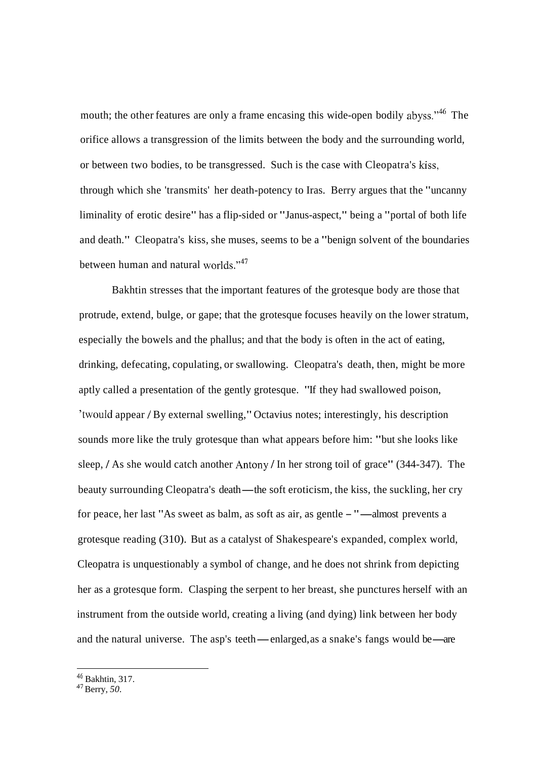mouth; the other features are only a frame encasing this wide-open bodily abyss."[46] The orifice allows a transgression of the limits between the body and the surrounding world, or between two bodies, to be transgressed. Such is the case with Cleopatra's kiss, through which she 'transmits' her death-potency to Iras. Berry argues that the "uncanny liminality of erotic desire" has a flip-sided or "Janus-aspect," being a "portal of both life and death." Cleopatra's kiss, she muses, seems to be a "benign solvent of the boundaries between human and natural worlds."[47]

Bakhtin stresses that the important features of the grotesque body are those that protrude, extend, bulge, or gape; that the grotesque focuses heavily on the lower stratum, especially the bowels and the phallus; and that the body is often in the act of eating, drinking, defecating, copulating, or swallowing. Cleopatra's death, then, might be more aptly called a presentation of the gently grotesque. "If they had swallowed poison, 'twould appear / By external swelling," Octavius notes; interestingly, his description sounds more like the truly grotesque than what appears before him: "but she looks like sleep, / As she would catch another Antony / In her strong toil of grace" (344-347). The beauty surrounding Cleopatra's death—the soft eroticism, the kiss, the suckling, her cry for peace, her last "As sweet as balm, as soft as air, as gentle – "—almost prevents a grotesque reading (310). But as a catalyst of Shakespeare's expanded, complex world, Cleopatra is unquestionably a symbol of change, and he does not shrink from depicting her as a grotesque form. Clasping the serpent to her breast, she punctures herself with an instrument from the outside world, creating a living (and dying) link between her body and the natural universe. The asp's teeth—enlarged, as a snake's fangs would be—are

---

[46] Bakhtin, 317.
[47] Berry, *50*.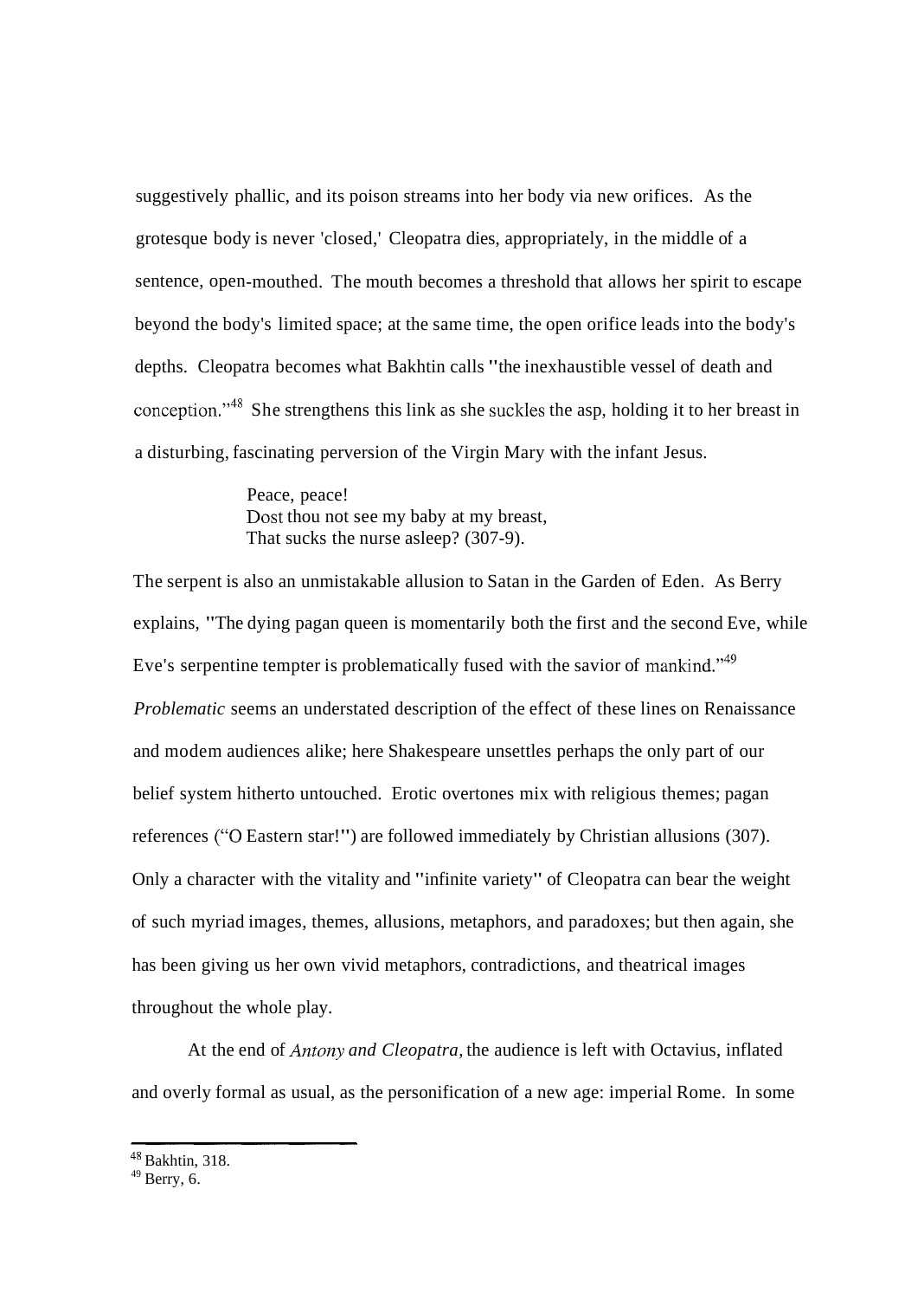suggestively phallic, and its poison streams into her body via new orifices. As the grotesque body is never 'closed,' Cleopatra dies, appropriately, in the middle of a sentence, open-mouthed. The mouth becomes a threshold that allows her spirit to escape beyond the body's limited space; at the same time, the open orifice leads into the body's depths. Cleopatra becomes what Bakhtin calls "the inexhaustible vessel of death and conception."[48] She strengthens this link as she suckles the asp, holding it to her breast in a disturbing, fascinating perversion of the Virgin Mary with the infant Jesus.

> Peace, peace!
> Dost thou not see my baby at my breast,
> That sucks the nurse asleep? (307-9).

The serpent is also an unmistakable allusion to Satan in the Garden of Eden. As Berry explains, "The dying pagan queen is momentarily both the first and the second Eve, while Eve's serpentine tempter is problematically fused with the savior of mankind."[49] *Problematic* seems an understated description of the effect of these lines on Renaissance and modem audiences alike; here Shakespeare unsettles perhaps the only part of our belief system hitherto untouched. Erotic overtones mix with religious themes; pagan references ("O Eastern star!") are followed immediately by Christian allusions (307). Only a character with the vitality and "infinite variety" of Cleopatra can bear the weight of such myriad images, themes, allusions, metaphors, and paradoxes; but then again, she has been giving us her own vivid metaphors, contradictions, and theatrical images throughout the whole play.

At the end of *Antony and Cleopatra,* the audience is left with Octavius, inflated and overly formal as usual, as the personification of a new age: imperial Rome. In some

---

[48] Bakhtin, 318.
[49] Berry, 6.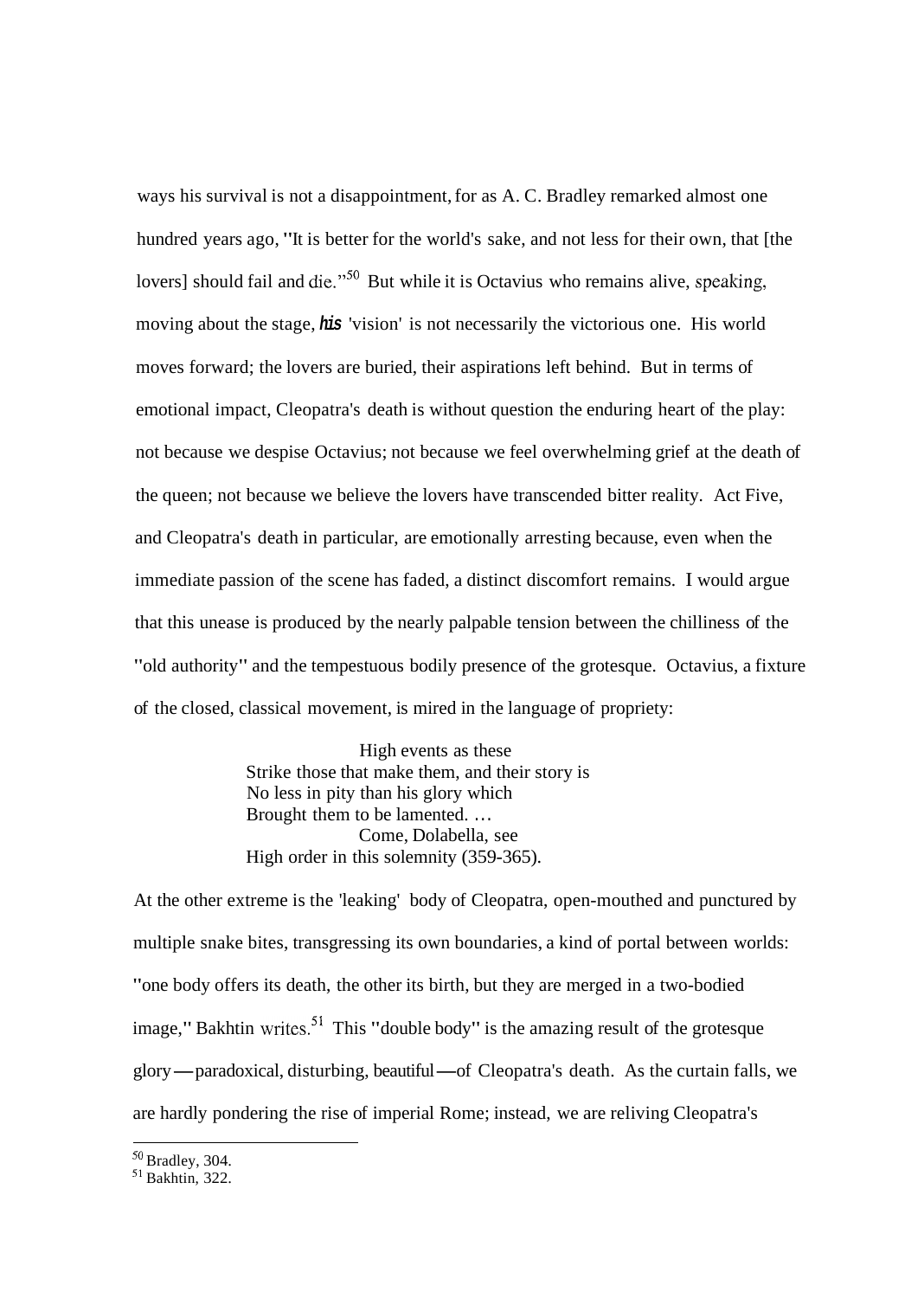ways his survival is not a disappointment, for as A. C. Bradley remarked almost one hundred years ago, "It is better for the world's sake, and not less for their own, that [the lovers] should fail and die."[50] But while it is Octavius who remains alive, speaking, moving about the stage, ***his*** 'vision' is not necessarily the victorious one. His world moves forward; the lovers are buried, their aspirations left behind. But in terms of emotional impact, Cleopatra's death is without question the enduring heart of the play: not because we despise Octavius; not because we feel overwhelming grief at the death of the queen; not because we believe the lovers have transcended bitter reality. Act Five, and Cleopatra's death in particular, are emotionally arresting because, even when the immediate passion of the scene has faded, a distinct discomfort remains. I would argue that this unease is produced by the nearly palpable tension between the chilliness of the "old authority" and the tempestuous bodily presence of the grotesque. Octavius, a fixture of the closed, classical movement, is mired in the language of propriety:

> High events as these
> Strike those that make them, and their story is
> No less in pity than his glory which
> Brought them to be lamented. …
> Come, Dolabella, see
> High order in this solemnity (359-365).

At the other extreme is the 'leaking' body of Cleopatra, open-mouthed and punctured by multiple snake bites, transgressing its own boundaries, a kind of portal between worlds: "one body offers its death, the other its birth, but they are merged in a two-bodied image," Bakhtin writes.[51] This "double body" is the amazing result of the grotesque glory—paradoxical, disturbing, beautiful—of Cleopatra's death. As the curtain falls, we are hardly pondering the rise of imperial Rome; instead, we are reliving Cleopatra's

---

[50] Bradley, 304.
[51] Bakhtin, 322.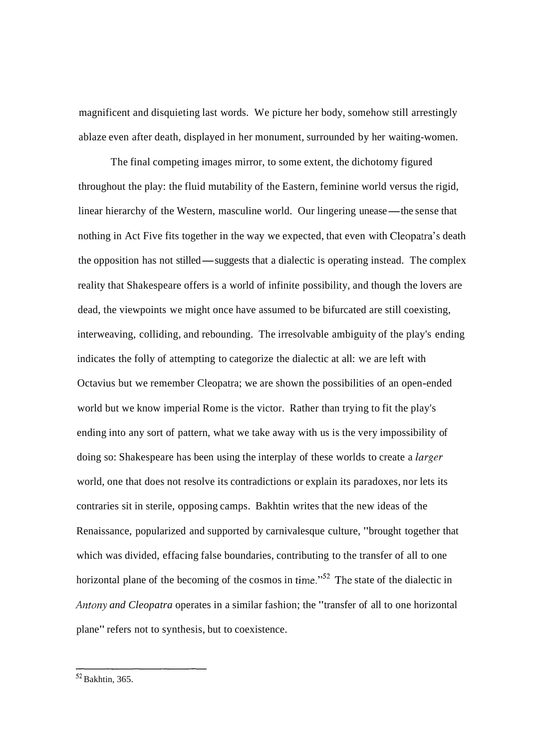magnificent and disquieting last words. We picture her body, somehow still arrestingly ablaze even after death, displayed in her monument, surrounded by her waiting-women.

The final competing images mirror, to some extent, the dichotomy figured throughout the play: the fluid mutability of the Eastern, feminine world versus the rigid, linear hierarchy of the Western, masculine world. Our lingering unease—the sense that nothing in Act Five fits together in the way we expected, that even with Cleopatra's death the opposition has not stilled—suggests that a dialectic is operating instead. The complex reality that Shakespeare offers is a world of infinite possibility, and though the lovers are dead, the viewpoints we might once have assumed to be bifurcated are still coexisting, interweaving, colliding, and rebounding. The irresolvable ambiguity of the play's ending indicates the folly of attempting to categorize the dialectic at all: we are left with Octavius but we remember Cleopatra; we are shown the possibilities of an open-ended world but we know imperial Rome is the victor. Rather than trying to fit the play's ending into any sort of pattern, what we take away with us is the very impossibility of doing so: Shakespeare has been using the interplay of these worlds to create a *larger* world, one that does not resolve its contradictions or explain its paradoxes, nor lets its contraries sit in sterile, opposing camps. Bakhtin writes that the new ideas of the Renaissance, popularized and supported by carnivalesque culture, "brought together that which was divided, effacing false boundaries, contributing to the transfer of all to one horizontal plane of the becoming of the cosmos in time."[52] The state of the dialectic in *Antony and Cleopatra* operates in a similar fashion; the "transfer of all to one horizontal plane" refers not to synthesis, but to coexistence.

---

[52] Bakhtin, 365.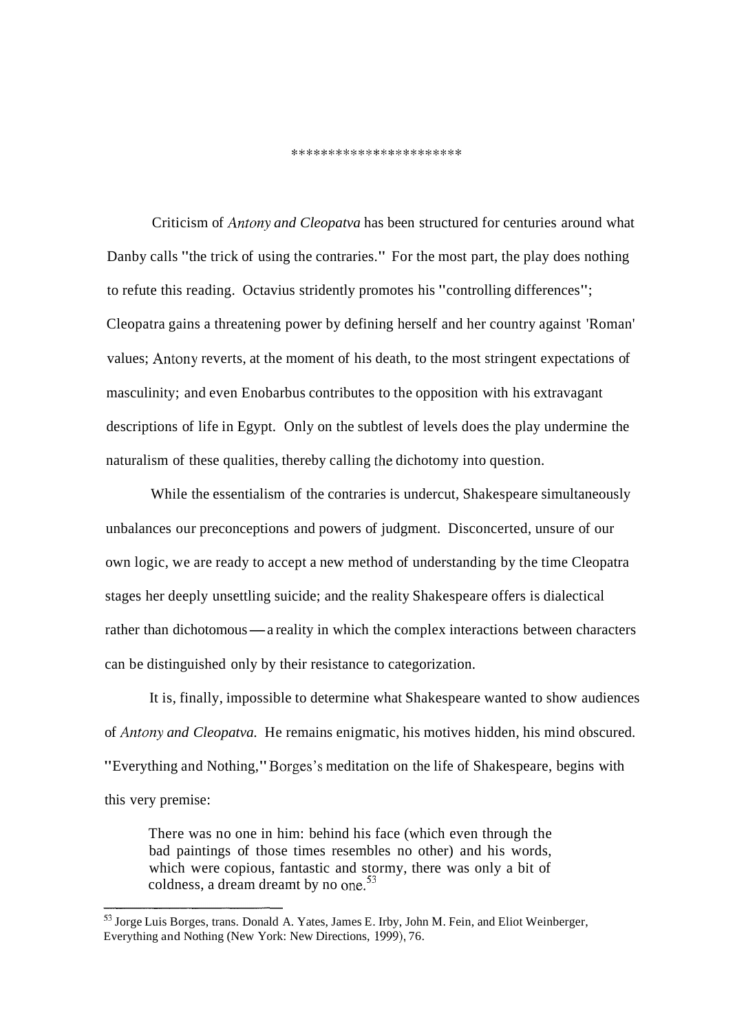**********************

Criticism of *Antony and Cleopatva* has been structured for centuries around what Danby calls "the trick of using the contraries." For the most part, the play does nothing to refute this reading. Octavius stridently promotes his "controlling differences"; Cleopatra gains a threatening power by defining herself and her country against 'Roman' values; Antony reverts, at the moment of his death, to the most stringent expectations of masculinity; and even Enobarbus contributes to the opposition with his extravagant descriptions of life in Egypt. Only on the subtlest of levels does the play undermine the naturalism of these qualities, thereby calling the dichotomy into question.

While the essentialism of the contraries is undercut, Shakespeare simultaneously unbalances our preconceptions and powers of judgment. Disconcerted, unsure of our own logic, we are ready to accept a new method of understanding by the time Cleopatra stages her deeply unsettling suicide; and the reality Shakespeare offers is dialectical rather than dichotomous — a reality in which the complex interactions between characters can be distinguished only by their resistance to categorization.

It is, finally, impossible to determine what Shakespeare wanted to show audiences of *Antony and Cleopatva.* He remains enigmatic, his motives hidden, his mind obscured. "Everything and Nothing," Borges's meditation on the life of Shakespeare, begins with this very premise:

> There was no one in him: behind his face (which even through the bad paintings of those times resembles no other) and his words, which were copious, fantastic and stormy, there was only a bit of coldness, a dream dreamt by no one.[53]

---

[53] Jorge Luis Borges, trans. Donald A. Yates, James E. Irby, John M. Fein, and Eliot Weinberger, Everything and Nothing (New York: New Directions, 1999), 76.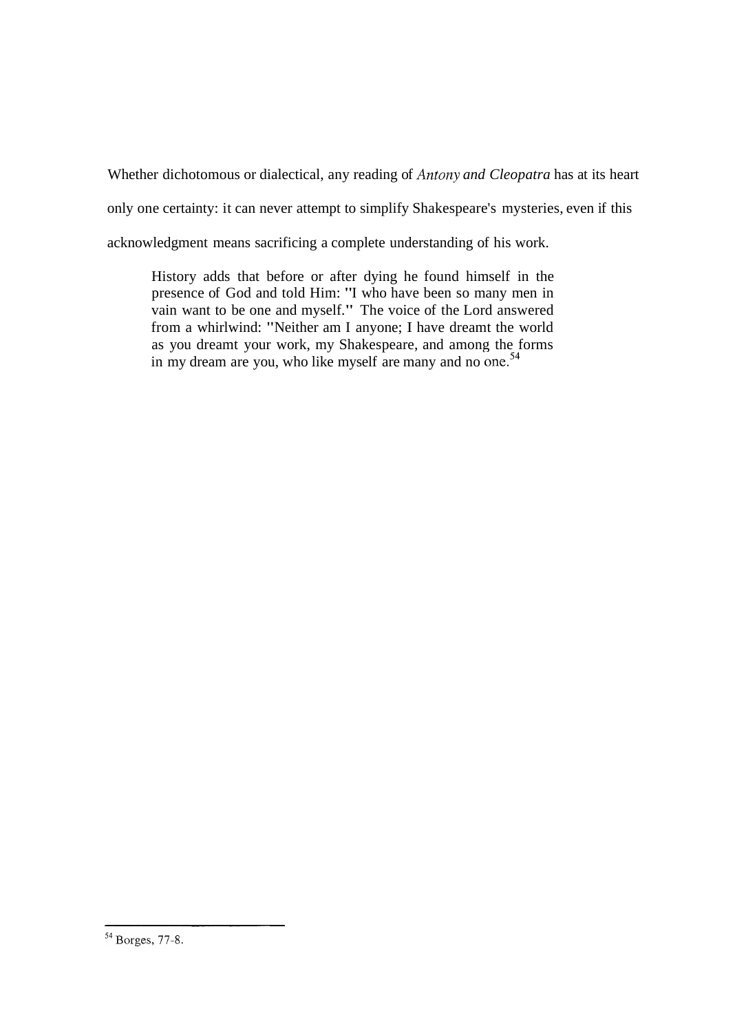Whether dichotomous or dialectical, any reading of *Antony and Cleopatra* has at its heart only one certainty: it can never attempt to simplify Shakespeare's mysteries, even if this acknowledgment means sacrificing a complete understanding of his work.

> History adds that before or after dying he found himself in the presence of God and told Him: "I who have been so many men in vain want to be one and myself." The voice of the Lord answered from a whirlwind: "Neither am I anyone; I have dreamt the world as you dreamt your work, my Shakespeare, and among the forms in my dream are you, who like myself are many and no one.[54]

---

[54] Borges, 77-8.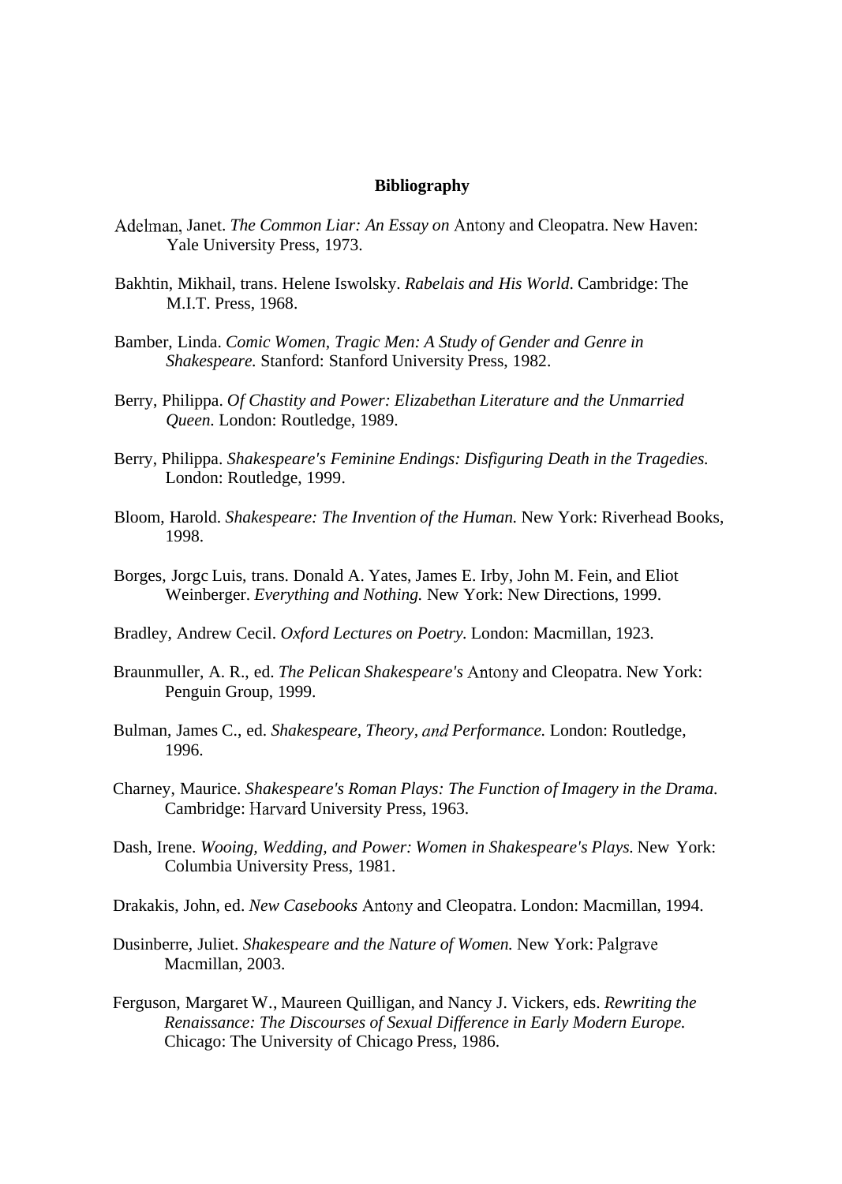## Bibliography

Adelman, Janet. *The Common Liar: An Essay on* Antony and Cleopatra. New Haven: Yale University Press, 1973.

Bakhtin, Mikhail, trans. Helene Iswolsky. *Rabelais and His World*. Cambridge: The M.I.T. Press, 1968.

Bamber, Linda. *Comic Women, Tragic Men: A Study of Gender and Genre in Shakespeare.* Stanford: Stanford University Press, 1982.

Berry, Philippa. *Of Chastity and Power: Elizabethan Literature and the Unmarried Queen.* London: Routledge, 1989.

Berry, Philippa. *Shakespeare's Feminine Endings: Disfiguring Death in the Tragedies.* London: Routledge, 1999.

Bloom, Harold. *Shakespeare: The Invention of the Human.* New York: Riverhead Books, 1998.

Borges, Jorgc Luis, trans. Donald A. Yates, James E. Irby, John M. Fein, and Eliot Weinberger. *Everything and Nothing.* New York: New Directions, 1999.

Bradley, Andrew Cecil. *Oxford Lectures on Poetry.* London: Macmillan, 1923.

Braunmuller, A. R., ed. *The Pelican Shakespeare's* Antony and Cleopatra. New York: Penguin Group, 1999.

Bulman, James C., ed. *Shakespeare, Theory, and Performance.* London: Routledge, 1996.

Charney, Maurice. *Shakespeare's Roman Plays: The Function of Imagery in the Drama.* Cambridge: Harvard University Press, 1963.

Dash, Irene. *Wooing, Wedding, and Power: Women in Shakespeare's Plays.* New York: Columbia University Press, 1981.

Drakakis, John, ed. *New Casebooks* Antony and Cleopatra. London: Macmillan, 1994.

Dusinberre, Juliet. *Shakespeare and the Nature of Women.* New York: Palgrave Macmillan, 2003.

Ferguson, Margaret W., Maureen Quilligan, and Nancy J. Vickers, eds. *Rewriting the Renaissance: The Discourses of Sexual Difference in Early Modern Europe.* Chicago: The University of Chicago Press, 1986.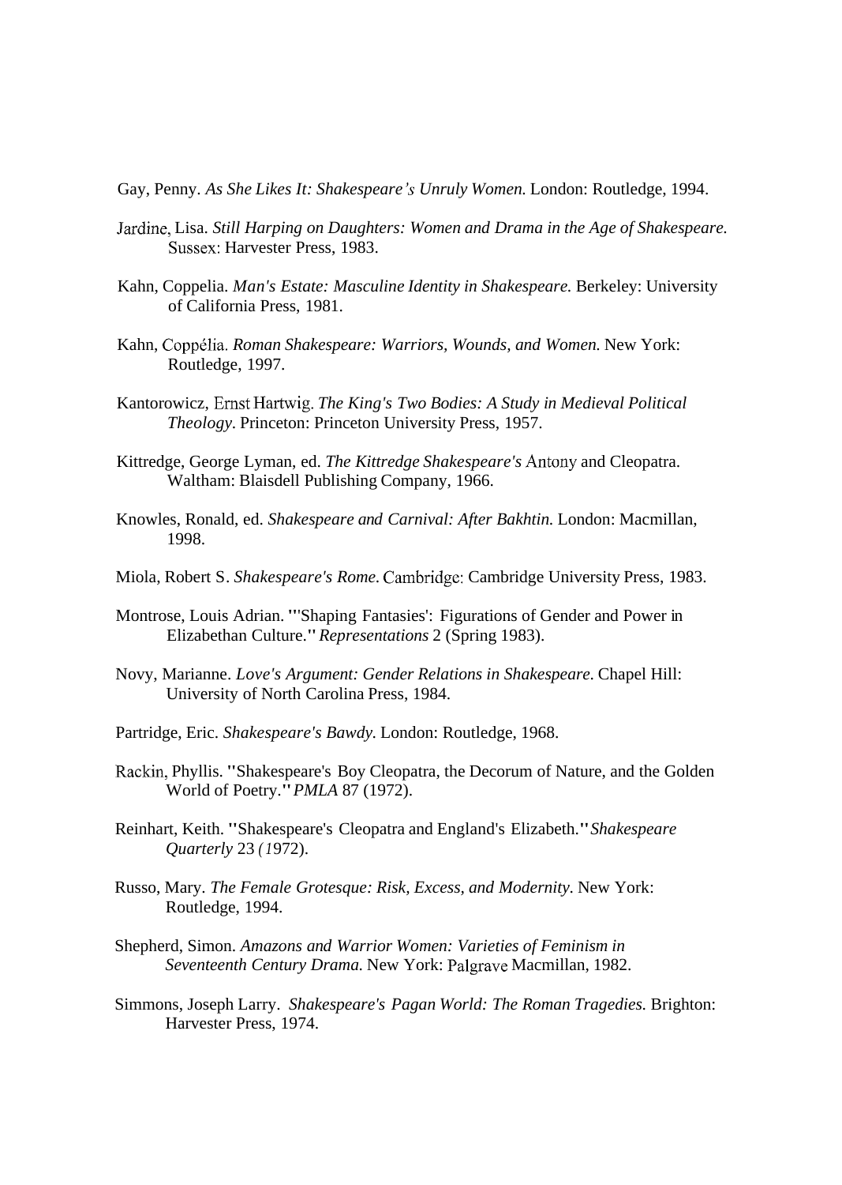Gay, Penny. *As She Likes It: Shakespeare's Unruly Women.* London: Routledge, 1994.

Jardine, Lisa. *Still Harping on Daughters: Women and Drama in the Age of Shakespeare.* Sussex: Harvester Press, 1983.

Kahn, Coppelia. *Man's Estate: Masculine Identity in Shakespeare.* Berkeley: University of California Press, 1981.

Kahn, Coppélia. *Roman Shakespeare: Warriors, Wounds, and Women.* New York: Routledge, 1997.

Kantorowicz, Ernst Hartwig. *The King's Two Bodies: A Study in Medieval Political Theology.* Princeton: Princeton University Press, 1957.

Kittredge, George Lyman, ed. *The Kittredge Shakespeare's* Antony and Cleopatra. Waltham: Blaisdell Publishing Company, 1966.

Knowles, Ronald, ed. *Shakespeare and Carnival: After Bakhtin.* London: Macmillan, 1998.

Miola, Robert S. *Shakespeare's Rome.* Cambridge: Cambridge University Press, 1983.

Montrose, Louis Adrian. "'Shaping Fantasies': Figurations of Gender and Power in Elizabethan Culture." *Representations* 2 (Spring 1983).

Novy, Marianne. *Love's Argument: Gender Relations in Shakespeare.* Chapel Hill: University of North Carolina Press, 1984.

Partridge, Eric. *Shakespeare's Bawdy.* London: Routledge, 1968.

Rackin, Phyllis. "Shakespeare's Boy Cleopatra, the Decorum of Nature, and the Golden World of Poetry." *PMLA* 87 (1972).

Reinhart, Keith. "Shakespeare's Cleopatra and England's Elizabeth." *Shakespeare Quarterly* 23 (1972).

Russo, Mary. *The Female Grotesque: Risk, Excess, and Modernity.* New York: Routledge, 1994.

Shepherd, Simon. *Amazons and Warrior Women: Varieties of Feminism in Seventeenth Century Drama.* New York: Palgrave Macmillan, 1982.

Simmons, Joseph Larry. *Shakespeare's Pagan World: The Roman Tragedies.* Brighton: Harvester Press, 1974.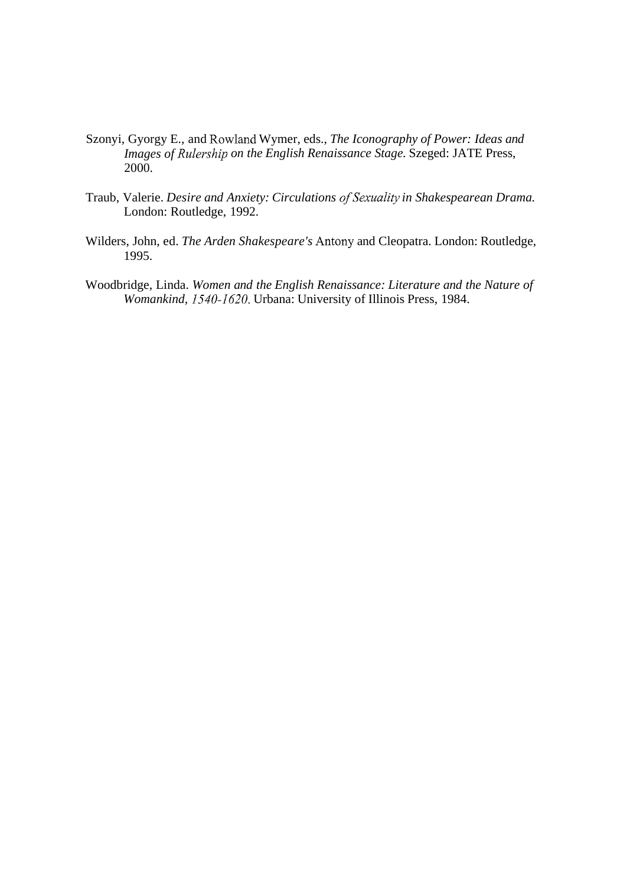Szonyi, Gyorgy E., and Rowland Wymer, eds., *The Iconography of Power: Ideas and Images of Rulership on the English Renaissance Stage.* Szeged: JATE Press, 2000.

Traub, Valerie. *Desire and Anxiety: Circulations of Sexuality in Shakespearean Drama.* London: Routledge, 1992.

Wilders, John, ed. *The Arden Shakespeare's* Antony and Cleopatra. London: Routledge, 1995.

Woodbridge, Linda. *Women and the English Renaissance: Literature and the Nature of Womankind, 1540-1620.* Urbana: University of Illinois Press, 1984.